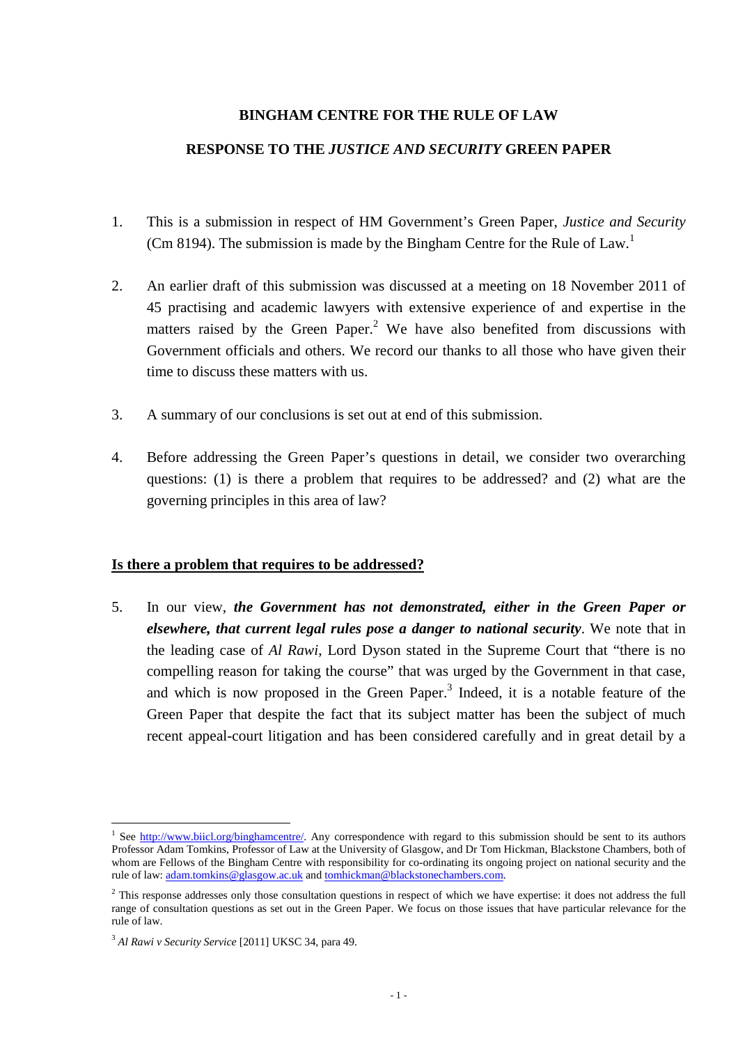# BINGHAM CENTRE FOR THE RULE OF LAW

## RESPONSE TO THE *JUSTICE AND SECURITY* GREEN PAPER

1. This is a submission in respect of HM Government's Green Paper, *Justice and Security* (Cm 8194). The submission is made by the Bingham Centre for the Rule of Law.[1]

2. An earlier draft of this submission was discussed at a meeting on 18 November 2011 of 45 practising and academic lawyers with extensive experience of and expertise in the matters raised by the Green Paper.[2] We have also benefited from discussions with Government officials and others. We record our thanks to all those who have given their time to discuss these matters with us.

3. A summary of our conclusions is set out at end of this submission.

4. Before addressing the Green Paper's questions in detail, we consider two overarching questions: (1) is there a problem that requires to be addressed? and (2) what are the governing principles in this area of law?

### Is there a problem that requires to be addressed?

5. In our view, ***the Government has not demonstrated, either in the Green Paper or elsewhere, that current legal rules pose a danger to national security***. We note that in the leading case of *Al Rawi*, Lord Dyson stated in the Supreme Court that "there is no compelling reason for taking the course" that was urged by the Government in that case, and which is now proposed in the Green Paper.[3] Indeed, it is a notable feature of the Green Paper that despite the fact that its subject matter has been the subject of much recent appeal-court litigation and has been considered carefully and in great detail by a

---

[1] See http://www.biicl.org/binghamcentre/. Any correspondence with regard to this submission should be sent to its authors Professor Adam Tomkins, Professor of Law at the University of Glasgow, and Dr Tom Hickman, Blackstone Chambers, both of whom are Fellows of the Bingham Centre with responsibility for co-ordinating its ongoing project on national security and the rule of law: adam.tomkins@glasgow.ac.uk and tomhickman@blackstonechambers.com.

[2] This response addresses only those consultation questions in respect of which we have expertise: it does not address the full range of consultation questions as set out in the Green Paper. We focus on those issues that have particular relevance for the rule of law.

[3] *Al Rawi v Security Service* [2011] UKSC 34, para 49.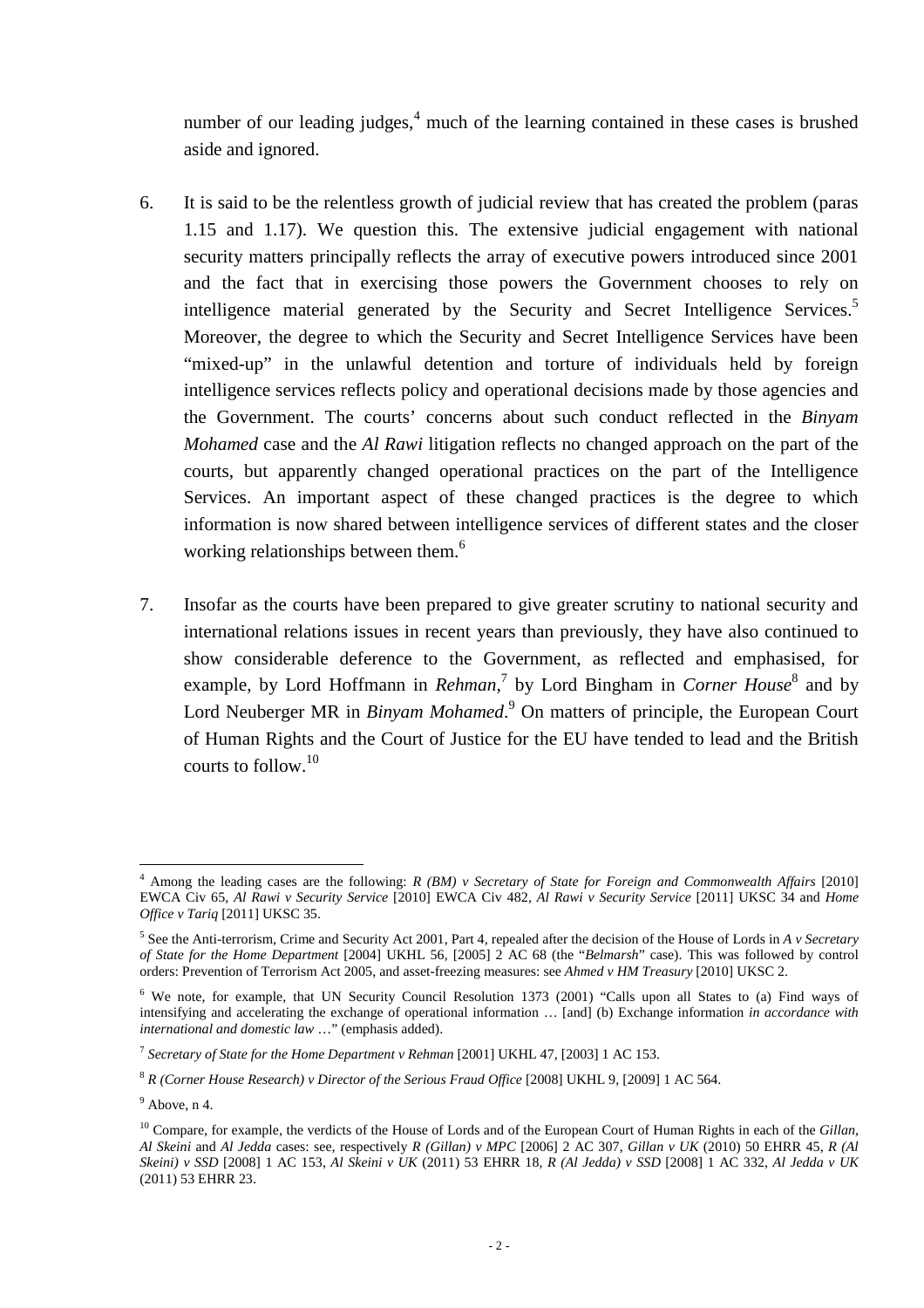number of our leading judges,[4] much of the learning contained in these cases is brushed aside and ignored.

6. It is said to be the relentless growth of judicial review that has created the problem (paras 1.15 and 1.17). We question this. The extensive judicial engagement with national security matters principally reflects the array of executive powers introduced since 2001 and the fact that in exercising those powers the Government chooses to rely on intelligence material generated by the Security and Secret Intelligence Services.[5] Moreover, the degree to which the Security and Secret Intelligence Services have been "mixed-up" in the unlawful detention and torture of individuals held by foreign intelligence services reflects policy and operational decisions made by those agencies and the Government. The courts' concerns about such conduct reflected in the *Binyam Mohamed* case and the *Al Rawi* litigation reflects no changed approach on the part of the courts, but apparently changed operational practices on the part of the Intelligence Services. An important aspect of these changed practices is the degree to which information is now shared between intelligence services of different states and the closer working relationships between them.[6]

7. Insofar as the courts have been prepared to give greater scrutiny to national security and international relations issues in recent years than previously, they have also continued to show considerable deference to the Government, as reflected and emphasised, for example, by Lord Hoffmann in *Rehman*,[7] by Lord Bingham in *Corner House*[8] and by Lord Neuberger MR in *Binyam Mohamed*.[9] On matters of principle, the European Court of Human Rights and the Court of Justice for the EU have tended to lead and the British courts to follow.[10]

---

[4] Among the leading cases are the following: *R (BM) v Secretary of State for Foreign and Commonwealth Affairs* [2010] EWCA Civ 65, *Al Rawi v Security Service* [2010] EWCA Civ 482, *Al Rawi v Security Service* [2011] UKSC 34 and *Home Office v Tariq* [2011] UKSC 35.

[5] See the Anti-terrorism, Crime and Security Act 2001, Part 4, repealed after the decision of the House of Lords in *A v Secretary of State for the Home Department* [2004] UKHL 56, [2005] 2 AC 68 (the "*Belmarsh*" case). This was followed by control orders: Prevention of Terrorism Act 2005, and asset-freezing measures: see *Ahmed v HM Treasury* [2010] UKSC 2.

[6] We note, for example, that UN Security Council Resolution 1373 (2001) "Calls upon all States to (a) Find ways of intensifying and accelerating the exchange of operational information … [and] (b) Exchange information *in accordance with international and domestic law* …" (emphasis added).

[7] *Secretary of State for the Home Department v Rehman* [2001] UKHL 47, [2003] 1 AC 153.

[8] *R (Corner House Research) v Director of the Serious Fraud Office* [2008] UKHL 9, [2009] 1 AC 564.

[9] Above, n 4.

[10] Compare, for example, the verdicts of the House of Lords and of the European Court of Human Rights in each of the *Gillan*, *Al Skeini* and *Al Jedda* cases: see, respectively *R (Gillan) v MPC* [2006] 2 AC 307, *Gillan v UK* (2010) 50 EHRR 45, *R (Al Skeini) v SSD* [2008] 1 AC 153, *Al Skeini v UK* (2011) 53 EHRR 18, *R (Al Jedda) v SSD* [2008] 1 AC 332, *Al Jedda v UK* (2011) 53 EHRR 23.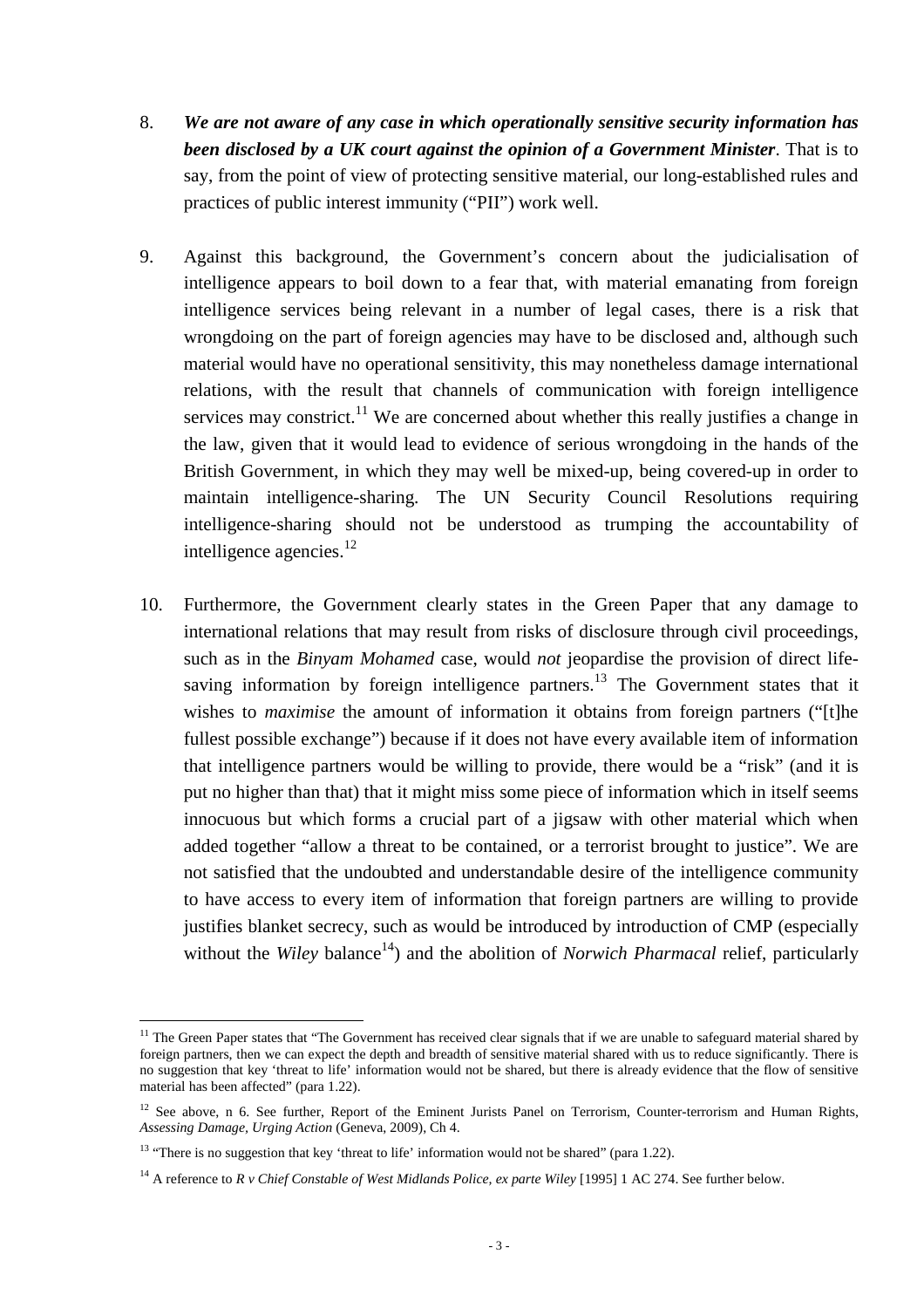8. ***We are not aware of any case in which operationally sensitive security information has been disclosed by a UK court against the opinion of a Government Minister***. That is to say, from the point of view of protecting sensitive material, our long-established rules and practices of public interest immunity ("PII") work well.

9. Against this background, the Government's concern about the judicialisation of intelligence appears to boil down to a fear that, with material emanating from foreign intelligence services being relevant in a number of legal cases, there is a risk that wrongdoing on the part of foreign agencies may have to be disclosed and, although such material would have no operational sensitivity, this may nonetheless damage international relations, with the result that channels of communication with foreign intelligence services may constrict.[11] We are concerned about whether this really justifies a change in the law, given that it would lead to evidence of serious wrongdoing in the hands of the British Government, in which they may well be mixed-up, being covered-up in order to maintain intelligence-sharing. The UN Security Council Resolutions requiring intelligence-sharing should not be understood as trumping the accountability of intelligence agencies.[12]

10. Furthermore, the Government clearly states in the Green Paper that any damage to international relations that may result from risks of disclosure through civil proceedings, such as in the *Binyam Mohamed* case, would *not* jeopardise the provision of direct life-saving information by foreign intelligence partners.[13] The Government states that it wishes to *maximise* the amount of information it obtains from foreign partners ("[t]he fullest possible exchange") because if it does not have every available item of information that intelligence partners would be willing to provide, there would be a "risk" (and it is put no higher than that) that it might miss some piece of information which in itself seems innocuous but which forms a crucial part of a jigsaw with other material which when added together "allow a threat to be contained, or a terrorist brought to justice". We are not satisfied that the undoubted and understandable desire of the intelligence community to have access to every item of information that foreign partners are willing to provide justifies blanket secrecy, such as would be introduced by introduction of CMP (especially without the *Wiley* balance[14]) and the abolition of *Norwich Pharmacal* relief, particularly

---

[11] The Green Paper states that "The Government has received clear signals that if we are unable to safeguard material shared by foreign partners, then we can expect the depth and breadth of sensitive material shared with us to reduce significantly. There is no suggestion that key 'threat to life' information would not be shared, but there is already evidence that the flow of sensitive material has been affected" (para 1.22).

[12] See above, n 6. See further, Report of the Eminent Jurists Panel on Terrorism, Counter-terrorism and Human Rights, *Assessing Damage, Urging Action* (Geneva, 2009), Ch 4.

[13] "There is no suggestion that key 'threat to life' information would not be shared" (para 1.22).

[14] A reference to *R v Chief Constable of West Midlands Police, ex parte Wiley* [1995] 1 AC 274. See further below.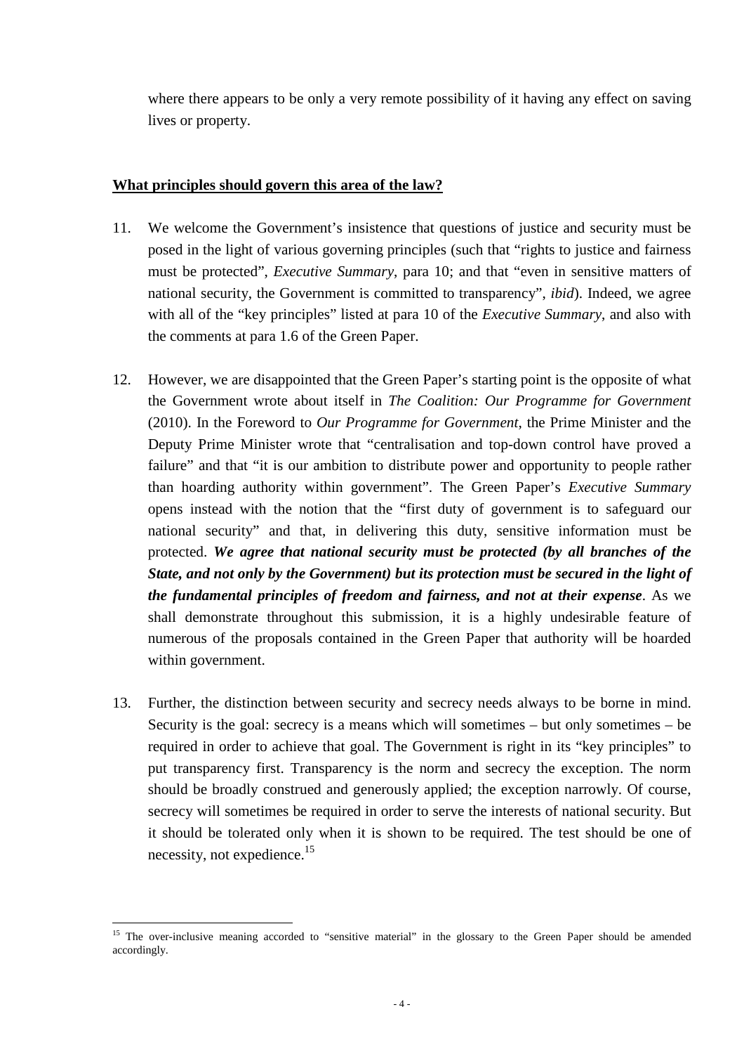where there appears to be only a very remote possibility of it having any effect on saving lives or property.

**What principles should govern this area of the law?**

11. We welcome the Government's insistence that questions of justice and security must be posed in the light of various governing principles (such that "rights to justice and fairness must be protected", *Executive Summary*, para 10; and that "even in sensitive matters of national security, the Government is committed to transparency", *ibid*). Indeed, we agree with all of the "key principles" listed at para 10 of the *Executive Summary*, and also with the comments at para 1.6 of the Green Paper.

12. However, we are disappointed that the Green Paper's starting point is the opposite of what the Government wrote about itself in *The Coalition: Our Programme for Government* (2010). In the Foreword to *Our Programme for Government*, the Prime Minister and the Deputy Prime Minister wrote that "centralisation and top-down control have proved a failure" and that "it is our ambition to distribute power and opportunity to people rather than hoarding authority within government". The Green Paper's *Executive Summary* opens instead with the notion that the "first duty of government is to safeguard our national security" and that, in delivering this duty, sensitive information must be protected. ***We agree that national security must be protected (by all branches of the State, and not only by the Government) but its protection must be secured in the light of the fundamental principles of freedom and fairness, and not at their expense***. As we shall demonstrate throughout this submission, it is a highly undesirable feature of numerous of the proposals contained in the Green Paper that authority will be hoarded within government.

13. Further, the distinction between security and secrecy needs always to be borne in mind. Security is the goal: secrecy is a means which will sometimes – but only sometimes – be required in order to achieve that goal. The Government is right in its "key principles" to put transparency first. Transparency is the norm and secrecy the exception. The norm should be broadly construed and generously applied; the exception narrowly. Of course, secrecy will sometimes be required in order to serve the interests of national security. But it should be tolerated only when it is shown to be required. The test should be one of necessity, not expedience.[15]

[15] The over-inclusive meaning accorded to "sensitive material" in the glossary to the Green Paper should be amended accordingly.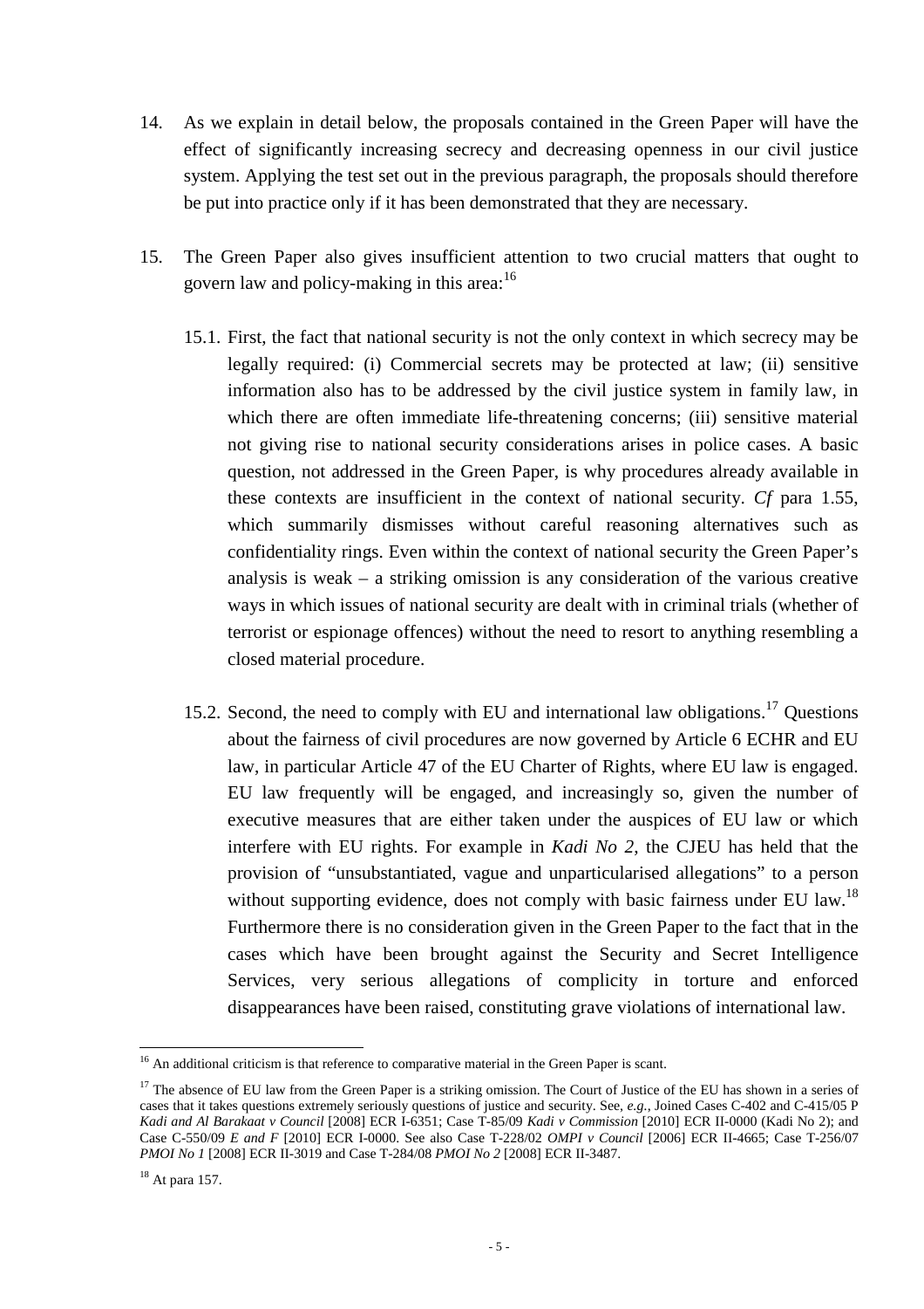14. As we explain in detail below, the proposals contained in the Green Paper will have the effect of significantly increasing secrecy and decreasing openness in our civil justice system. Applying the test set out in the previous paragraph, the proposals should therefore be put into practice only if it has been demonstrated that they are necessary.

15. The Green Paper also gives insufficient attention to two crucial matters that ought to govern law and policy-making in this area:[16]

    15.1. First, the fact that national security is not the only context in which secrecy may be legally required: (i) Commercial secrets may be protected at law; (ii) sensitive information also has to be addressed by the civil justice system in family law, in which there are often immediate life-threatening concerns; (iii) sensitive material not giving rise to national security considerations arises in police cases. A basic question, not addressed in the Green Paper, is why procedures already available in these contexts are insufficient in the context of national security. *Cf* para 1.55, which summarily dismisses without careful reasoning alternatives such as confidentiality rings. Even within the context of national security the Green Paper's analysis is weak – a striking omission is any consideration of the various creative ways in which issues of national security are dealt with in criminal trials (whether of terrorist or espionage offences) without the need to resort to anything resembling a closed material procedure.

    15.2. Second, the need to comply with EU and international law obligations.[17] Questions about the fairness of civil procedures are now governed by Article 6 ECHR and EU law, in particular Article 47 of the EU Charter of Rights, where EU law is engaged. EU law frequently will be engaged, and increasingly so, given the number of executive measures that are either taken under the auspices of EU law or which interfere with EU rights. For example in *Kadi No 2*, the CJEU has held that the provision of "unsubstantiated, vague and unparticularised allegations" to a person without supporting evidence, does not comply with basic fairness under EU law.[18] Furthermore there is no consideration given in the Green Paper to the fact that in the cases which have been brought against the Security and Secret Intelligence Services, very serious allegations of complicity in torture and enforced disappearances have been raised, constituting grave violations of international law.

---

[16] An additional criticism is that reference to comparative material in the Green Paper is scant.

[17] The absence of EU law from the Green Paper is a striking omission. The Court of Justice of the EU has shown in a series of cases that it takes questions extremely seriously questions of justice and security. See, *e.g.*, Joined Cases C-402 and C-415/05 P *Kadi and Al Barakaat v Council* [2008] ECR I-6351; Case T-85/09 *Kadi v Commission* [2010] ECR II-0000 (Kadi No 2); and Case C-550/09 *E and F* [2010] ECR I-0000. See also Case T-228/02 *OMPI v Council* [2006] ECR II-4665; Case T-256/07 *PMOI No 1* [2008] ECR II-3019 and Case T-284/08 *PMOI No 2* [2008] ECR II-3487.

[18] At para 157.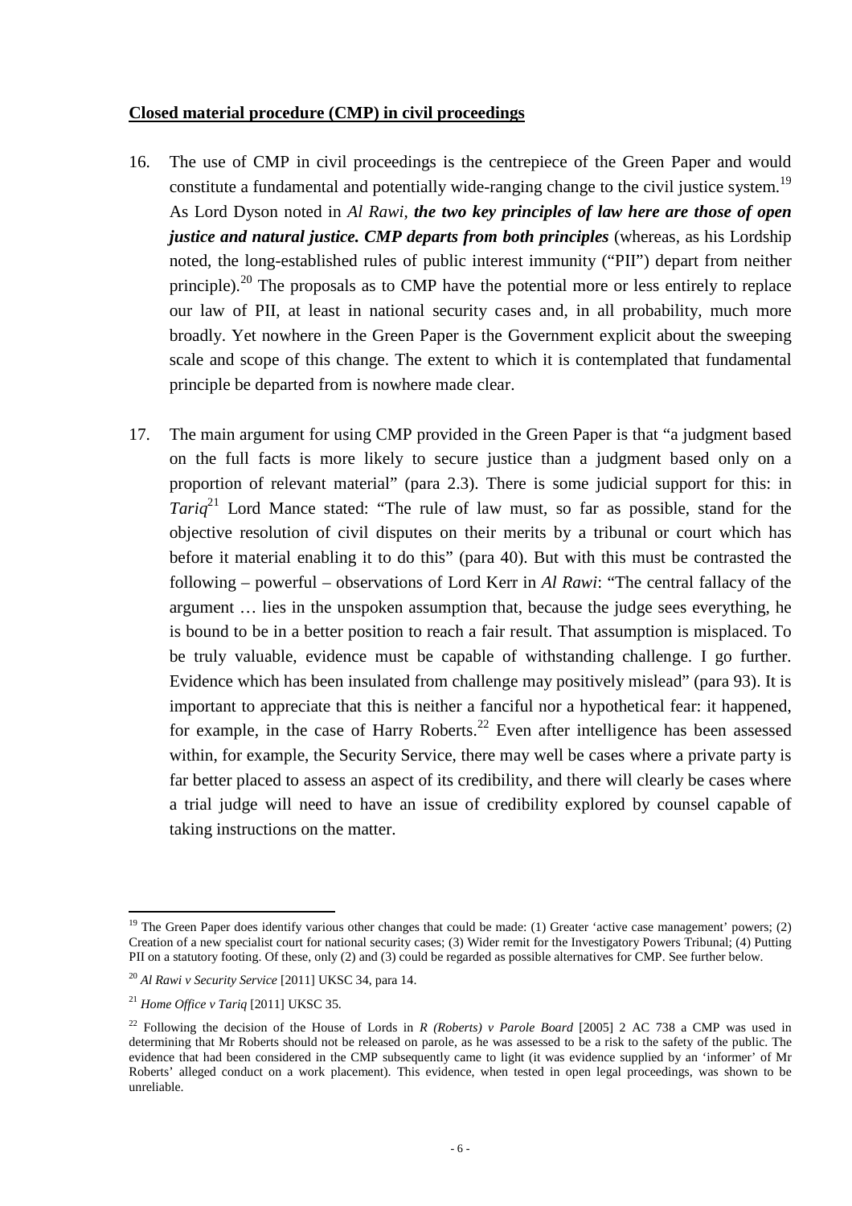**Closed material procedure (CMP) in civil proceedings**

16. The use of CMP in civil proceedings is the centrepiece of the Green Paper and would constitute a fundamental and potentially wide-ranging change to the civil justice system.[19] As Lord Dyson noted in *Al Rawi*, ***the two key principles of law here are those of open justice and natural justice. CMP departs from both principles*** (whereas, as his Lordship noted, the long-established rules of public interest immunity ("PII") depart from neither principle).[20] The proposals as to CMP have the potential more or less entirely to replace our law of PII, at least in national security cases and, in all probability, much more broadly. Yet nowhere in the Green Paper is the Government explicit about the sweeping scale and scope of this change. The extent to which it is contemplated that fundamental principle be departed from is nowhere made clear.

17. The main argument for using CMP provided in the Green Paper is that "a judgment based on the full facts is more likely to secure justice than a judgment based only on a proportion of relevant material" (para 2.3). There is some judicial support for this: in *Tariq*[21] Lord Mance stated: "The rule of law must, so far as possible, stand for the objective resolution of civil disputes on their merits by a tribunal or court which has before it material enabling it to do this" (para 40). But with this must be contrasted the following – powerful – observations of Lord Kerr in *Al Rawi*: "The central fallacy of the argument … lies in the unspoken assumption that, because the judge sees everything, he is bound to be in a better position to reach a fair result. That assumption is misplaced. To be truly valuable, evidence must be capable of withstanding challenge. I go further. Evidence which has been insulated from challenge may positively mislead" (para 93). It is important to appreciate that this is neither a fanciful nor a hypothetical fear: it happened, for example, in the case of Harry Roberts.[22] Even after intelligence has been assessed within, for example, the Security Service, there may well be cases where a private party is far better placed to assess an aspect of its credibility, and there will clearly be cases where a trial judge will need to have an issue of credibility explored by counsel capable of taking instructions on the matter.

---

[19] The Green Paper does identify various other changes that could be made: (1) Greater 'active case management' powers; (2) Creation of a new specialist court for national security cases; (3) Wider remit for the Investigatory Powers Tribunal; (4) Putting PII on a statutory footing. Of these, only (2) and (3) could be regarded as possible alternatives for CMP. See further below.

[20] *Al Rawi v Security Service* [2011] UKSC 34, para 14.

[21] *Home Office v Tariq* [2011] UKSC 35.

[22] Following the decision of the House of Lords in *R (Roberts) v Parole Board* [2005] 2 AC 738 a CMP was used in determining that Mr Roberts should not be released on parole, as he was assessed to be a risk to the safety of the public. The evidence that had been considered in the CMP subsequently came to light (it was evidence supplied by an 'informer' of Mr Roberts' alleged conduct on a work placement). This evidence, when tested in open legal proceedings, was shown to be unreliable.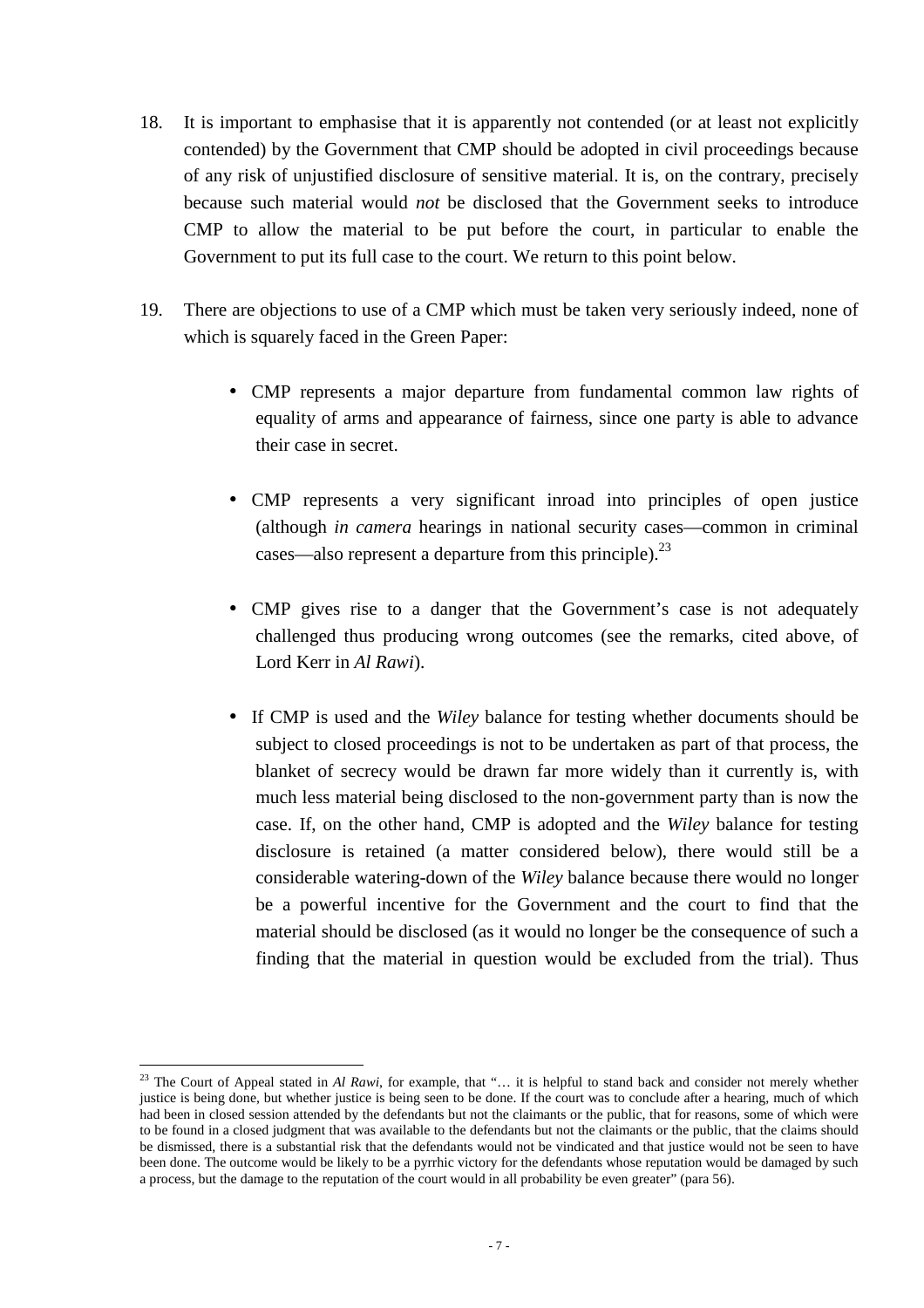18. It is important to emphasise that it is apparently not contended (or at least not explicitly contended) by the Government that CMP should be adopted in civil proceedings because of any risk of unjustified disclosure of sensitive material. It is, on the contrary, precisely because such material would *not* be disclosed that the Government seeks to introduce CMP to allow the material to be put before the court, in particular to enable the Government to put its full case to the court. We return to this point below.

19. There are objections to use of a CMP which must be taken very seriously indeed, none of which is squarely faced in the Green Paper:

   - CMP represents a major departure from fundamental common law rights of equality of arms and appearance of fairness, since one party is able to advance their case in secret.

   - CMP represents a very significant inroad into principles of open justice (although *in camera* hearings in national security cases—common in criminal cases—also represent a departure from this principle).[23]

   - CMP gives rise to a danger that the Government's case is not adequately challenged thus producing wrong outcomes (see the remarks, cited above, of Lord Kerr in *Al Rawi*).

   - If CMP is used and the *Wiley* balance for testing whether documents should be subject to closed proceedings is not to be undertaken as part of that process, the blanket of secrecy would be drawn far more widely than it currently is, with much less material being disclosed to the non-government party than is now the case. If, on the other hand, CMP is adopted and the *Wiley* balance for testing disclosure is retained (a matter considered below), there would still be a considerable watering-down of the *Wiley* balance because there would no longer be a powerful incentive for the Government and the court to find that the material should be disclosed (as it would no longer be the consequence of such a finding that the material in question would be excluded from the trial). Thus

---

[23] The Court of Appeal stated in *Al Rawi*, for example, that "… it is helpful to stand back and consider not merely whether justice is being done, but whether justice is being seen to be done. If the court was to conclude after a hearing, much of which had been in closed session attended by the defendants but not the claimants or the public, that for reasons, some of which were to be found in a closed judgment that was available to the defendants but not the claimants or the public, that the claims should be dismissed, there is a substantial risk that the defendants would not be vindicated and that justice would not be seen to have been done. The outcome would be likely to be a pyrrhic victory for the defendants whose reputation would be damaged by such a process, but the damage to the reputation of the court would in all probability be even greater" (para 56).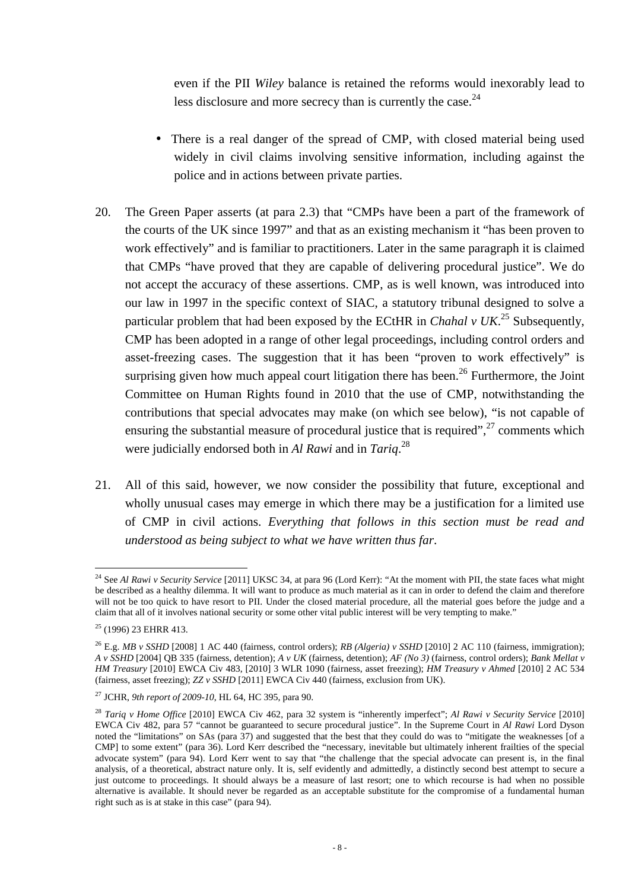even if the PII *Wiley* balance is retained the reforms would inexorably lead to less disclosure and more secrecy than is currently the case.[24]

- There is a real danger of the spread of CMP, with closed material being used widely in civil claims involving sensitive information, including against the police and in actions between private parties.

20. The Green Paper asserts (at para 2.3) that "CMPs have been a part of the framework of the courts of the UK since 1997" and that as an existing mechanism it "has been proven to work effectively" and is familiar to practitioners. Later in the same paragraph it is claimed that CMPs "have proved that they are capable of delivering procedural justice". We do not accept the accuracy of these assertions. CMP, as is well known, was introduced into our law in 1997 in the specific context of SIAC, a statutory tribunal designed to solve a particular problem that had been exposed by the ECtHR in *Chahal v UK*.[25] Subsequently, CMP has been adopted in a range of other legal proceedings, including control orders and asset-freezing cases. The suggestion that it has been "proven to work effectively" is surprising given how much appeal court litigation there has been.[26] Furthermore, the Joint Committee on Human Rights found in 2010 that the use of CMP, notwithstanding the contributions that special advocates may make (on which see below), "is not capable of ensuring the substantial measure of procedural justice that is required",[27] comments which were judicially endorsed both in *Al Rawi* and in *Tariq*.[28]

21. All of this said, however, we now consider the possibility that future, exceptional and wholly unusual cases may emerge in which there may be a justification for a limited use of CMP in civil actions. *Everything that follows in this section must be read and understood as being subject to what we have written thus far.*

---

[24] See *Al Rawi v Security Service* [2011] UKSC 34, at para 96 (Lord Kerr): "At the moment with PII, the state faces what might be described as a healthy dilemma. It will want to produce as much material as it can in order to defend the claim and therefore will not be too quick to have resort to PII. Under the closed material procedure, all the material goes before the judge and a claim that all of it involves national security or some other vital public interest will be very tempting to make."

[25] (1996) 23 EHRR 413.

[26] E.g. *MB v SSHD* [2008] 1 AC 440 (fairness, control orders); *RB (Algeria) v SSHD* [2010] 2 AC 110 (fairness, immigration); *A v SSHD* [2004] QB 335 (fairness, detention); *A v UK* (fairness, detention); *AF (No 3)* (fairness, control orders); *Bank Mellat v HM Treasury* [2010] EWCA Civ 483, [2010] 3 WLR 1090 (fairness, asset freezing); *HM Treasury v Ahmed* [2010] 2 AC 534 (fairness, asset freezing); *ZZ v SSHD* [2011] EWCA Civ 440 (fairness, exclusion from UK).

[27] JCHR, *9th report of 2009-10*, HL 64, HC 395, para 90.

[28] *Tariq v Home Office* [2010] EWCA Civ 462, para 32 system is "inherently imperfect"; *Al Rawi v Security Service* [2010] EWCA Civ 482, para 57 "cannot be guaranteed to secure procedural justice". In the Supreme Court in *Al Rawi* Lord Dyson noted the "limitations" on SAs (para 37) and suggested that the best that they could do was to "mitigate the weaknesses [of a CMP] to some extent" (para 36). Lord Kerr described the "necessary, inevitable but ultimately inherent frailties of the special advocate system" (para 94). Lord Kerr went to say that "the challenge that the special advocate can present is, in the final analysis, of a theoretical, abstract nature only. It is, self evidently and admittedly, a distinctly second best attempt to secure a just outcome to proceedings. It should always be a measure of last resort; one to which recourse is had when no possible alternative is available. It should never be regarded as an acceptable substitute for the compromise of a fundamental human right such as is at stake in this case" (para 94).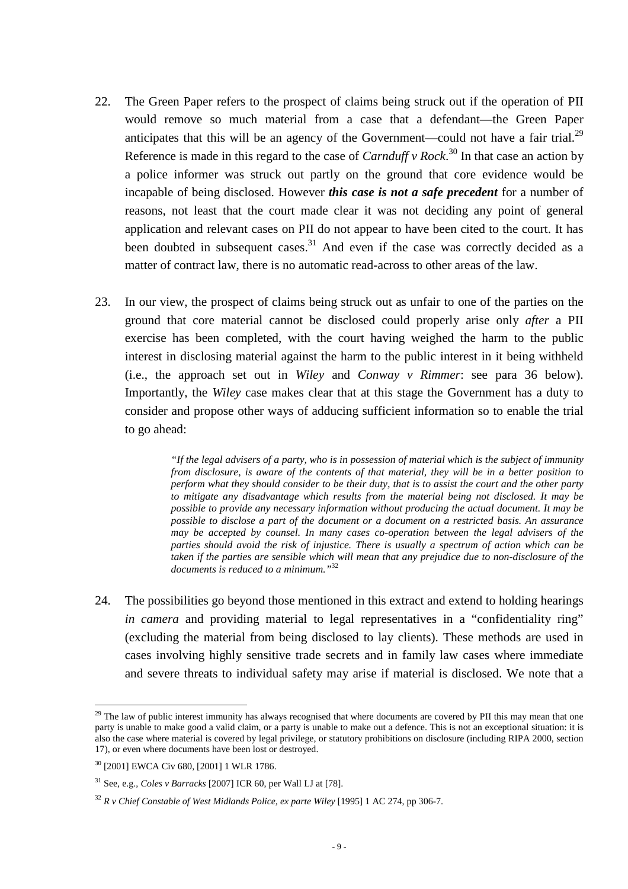22. The Green Paper refers to the prospect of claims being struck out if the operation of PII would remove so much material from a case that a defendant—the Green Paper anticipates that this will be an agency of the Government—could not have a fair trial.[29] Reference is made in this regard to the case of *Carnduff v Rock*.[30] In that case an action by a police informer was struck out partly on the ground that core evidence would be incapable of being disclosed. However ***this case is not a safe precedent*** for a number of reasons, not least that the court made clear it was not deciding any point of general application and relevant cases on PII do not appear to have been cited to the court. It has been doubted in subsequent cases.[31] And even if the case was correctly decided as a matter of contract law, there is no automatic read-across to other areas of the law.

23. In our view, the prospect of claims being struck out as unfair to one of the parties on the ground that core material cannot be disclosed could properly arise only *after* a PII exercise has been completed, with the court having weighed the harm to the public interest in disclosing material against the harm to the public interest in it being withheld (i.e., the approach set out in *Wiley* and *Conway v Rimmer*: see para 36 below). Importantly, the *Wiley* case makes clear that at this stage the Government has a duty to consider and propose other ways of adducing sufficient information so to enable the trial to go ahead:

> *"If the legal advisers of a party, who is in possession of material which is the subject of immunity from disclosure, is aware of the contents of that material, they will be in a better position to perform what they should consider to be their duty, that is to assist the court and the other party to mitigate any disadvantage which results from the material being not disclosed. It may be possible to provide any necessary information without producing the actual document. It may be possible to disclose a part of the document or a document on a restricted basis. An assurance may be accepted by counsel. In many cases co-operation between the legal advisers of the parties should avoid the risk of injustice. There is usually a spectrum of action which can be taken if the parties are sensible which will mean that any prejudice due to non-disclosure of the documents is reduced to a minimum."*[32]

24. The possibilities go beyond those mentioned in this extract and extend to holding hearings *in camera* and providing material to legal representatives in a "confidentiality ring" (excluding the material from being disclosed to lay clients). These methods are used in cases involving highly sensitive trade secrets and in family law cases where immediate and severe threats to individual safety may arise if material is disclosed. We note that a

---

[29] The law of public interest immunity has always recognised that where documents are covered by PII this may mean that one party is unable to make good a valid claim, or a party is unable to make out a defence. This is not an exceptional situation: it is also the case where material is covered by legal privilege, or statutory prohibitions on disclosure (including RIPA 2000, section 17), or even where documents have been lost or destroyed.

[30] [2001] EWCA Civ 680, [2001] 1 WLR 1786.

[31] See, e.g., *Coles v Barracks* [2007] ICR 60, per Wall LJ at [78].

[32] *R v Chief Constable of West Midlands Police, ex parte Wiley* [1995] 1 AC 274, pp 306-7.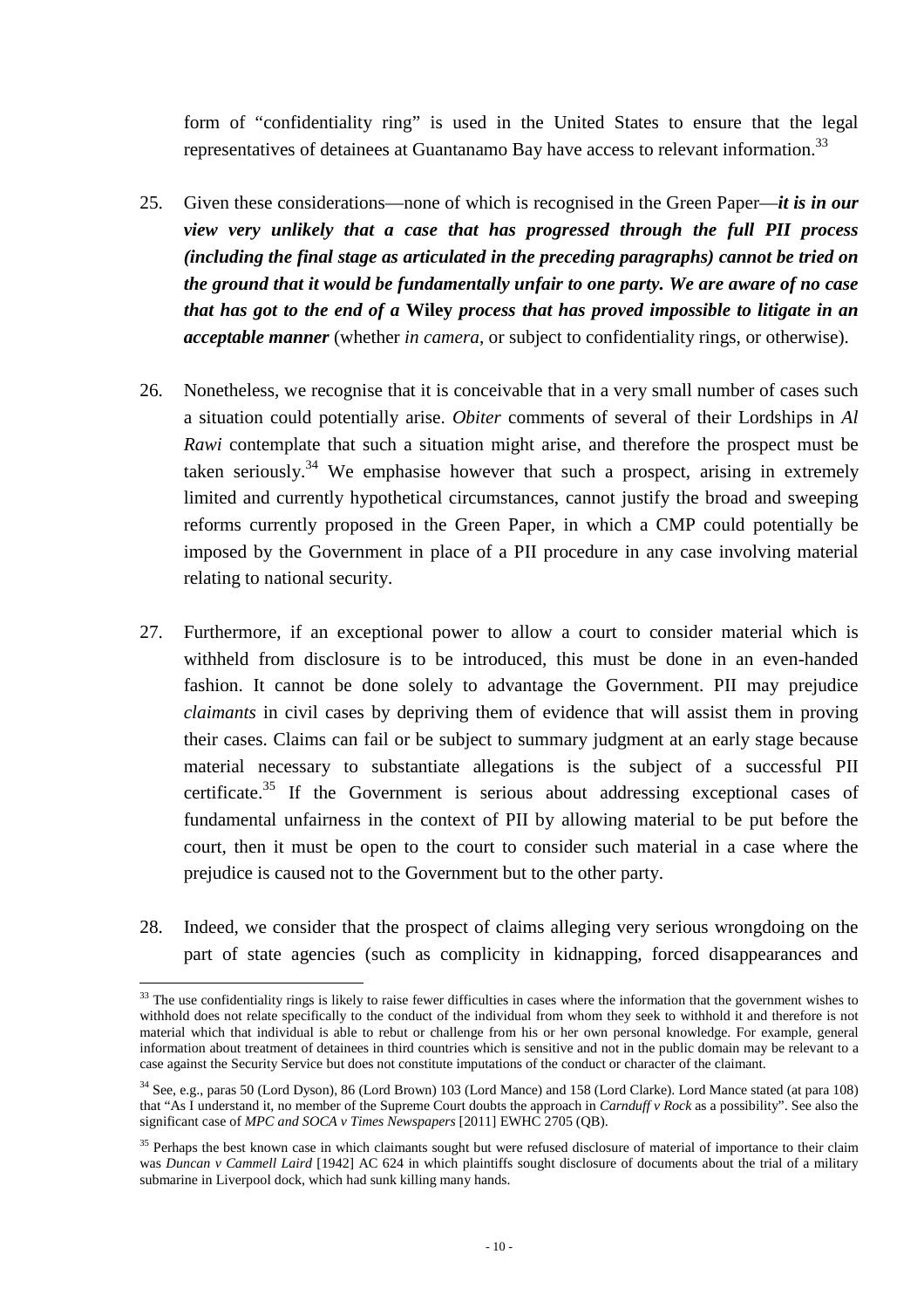form of "confidentiality ring" is used in the United States to ensure that the legal representatives of detainees at Guantanamo Bay have access to relevant information.[33]

25. Given these considerations—none of which is recognised in the Green Paper—***it is in our view very unlikely that a case that has progressed through the full PII process (including the final stage as articulated in the preceding paragraphs) cannot be tried on the ground that it would be fundamentally unfair to one party. We are aware of no case that has got to the end of a* Wiley *process that has proved impossible to litigate in an acceptable manner*** (whether *in camera*, or subject to confidentiality rings, or otherwise).

26. Nonetheless, we recognise that it is conceivable that in a very small number of cases such a situation could potentially arise. *Obiter* comments of several of their Lordships in *Al Rawi* contemplate that such a situation might arise, and therefore the prospect must be taken seriously.[34] We emphasise however that such a prospect, arising in extremely limited and currently hypothetical circumstances, cannot justify the broad and sweeping reforms currently proposed in the Green Paper, in which a CMP could potentially be imposed by the Government in place of a PII procedure in any case involving material relating to national security.

27. Furthermore, if an exceptional power to allow a court to consider material which is withheld from disclosure is to be introduced, this must be done in an even-handed fashion. It cannot be done solely to advantage the Government. PII may prejudice *claimants* in civil cases by depriving them of evidence that will assist them in proving their cases. Claims can fail or be subject to summary judgment at an early stage because material necessary to substantiate allegations is the subject of a successful PII certificate.[35] If the Government is serious about addressing exceptional cases of fundamental unfairness in the context of PII by allowing material to be put before the court, then it must be open to the court to consider such material in a case where the prejudice is caused not to the Government but to the other party.

28. Indeed, we consider that the prospect of claims alleging very serious wrongdoing on the part of state agencies (such as complicity in kidnapping, forced disappearances and

---

[33] The use confidentiality rings is likely to raise fewer difficulties in cases where the information that the government wishes to withhold does not relate specifically to the conduct of the individual from whom they seek to withhold it and therefore is not material which that individual is able to rebut or challenge from his or her own personal knowledge. For example, general information about treatment of detainees in third countries which is sensitive and not in the public domain may be relevant to a case against the Security Service but does not constitute imputations of the conduct or character of the claimant.

[34] See, e.g., paras 50 (Lord Dyson), 86 (Lord Brown) 103 (Lord Mance) and 158 (Lord Clarke). Lord Mance stated (at para 108) that "As I understand it, no member of the Supreme Court doubts the approach in *Carnduff v Rock* as a possibility". See also the significant case of *MPC and SOCA v Times Newspapers* [2011] EWHC 2705 (QB).

[35] Perhaps the best known case in which claimants sought but were refused disclosure of material of importance to their claim was *Duncan v Cammell Laird* [1942] AC 624 in which plaintiffs sought disclosure of documents about the trial of a military submarine in Liverpool dock, which had sunk killing many hands.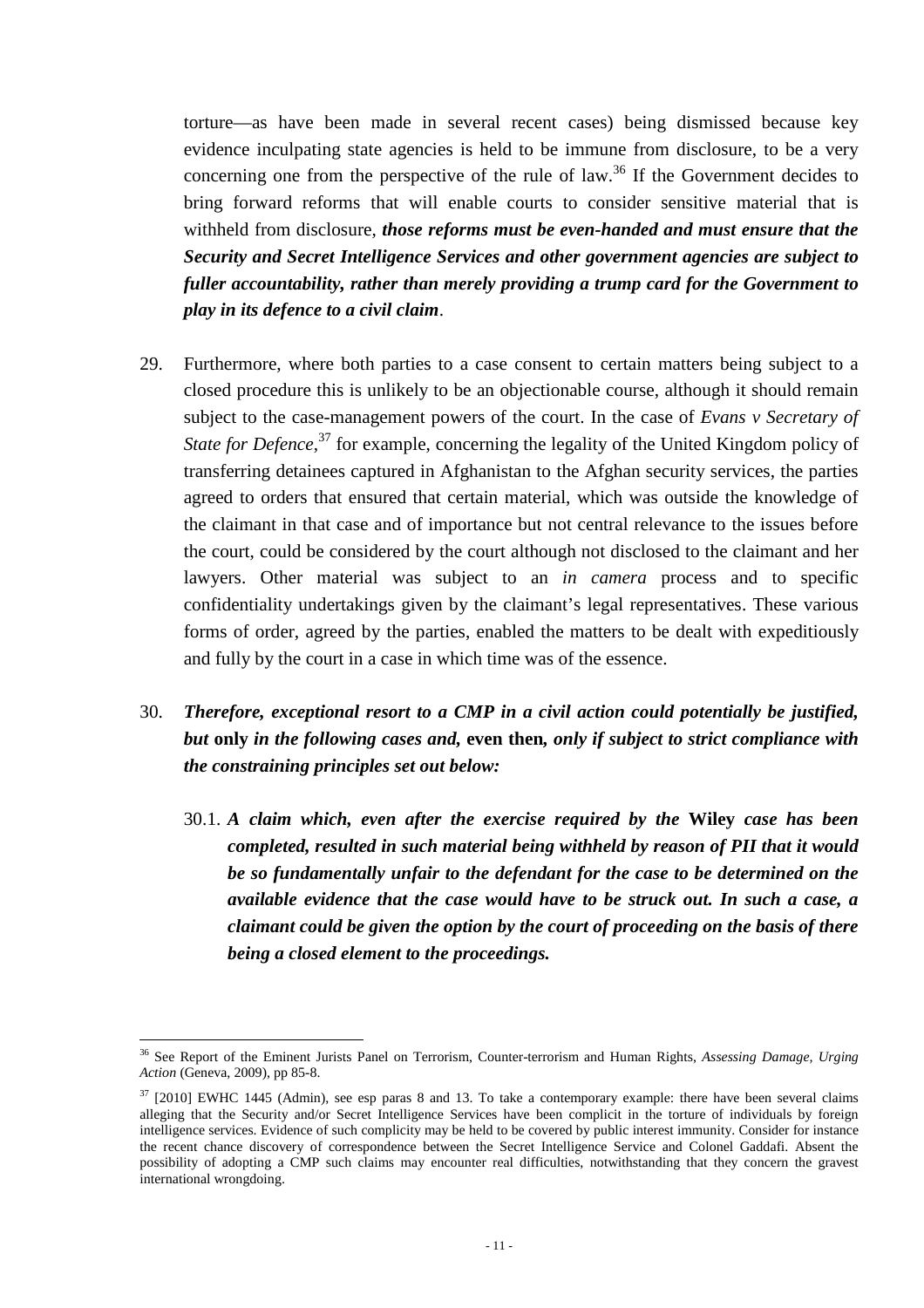torture—as have been made in several recent cases) being dismissed because key evidence inculpating state agencies is held to be immune from disclosure, to be a very concerning one from the perspective of the rule of law.[36] If the Government decides to bring forward reforms that will enable courts to consider sensitive material that is withheld from disclosure, ***those reforms must be even-handed and must ensure that the Security and Secret Intelligence Services and other government agencies are subject to fuller accountability, rather than merely providing a trump card for the Government to play in its defence to a civil claim***.

29. Furthermore, where both parties to a case consent to certain matters being subject to a closed procedure this is unlikely to be an objectionable course, although it should remain subject to the case-management powers of the court. In the case of *Evans v Secretary of State for Defence*,[37] for example, concerning the legality of the United Kingdom policy of transferring detainees captured in Afghanistan to the Afghan security services, the parties agreed to orders that ensured that certain material, which was outside the knowledge of the claimant in that case and of importance but not central relevance to the issues before the court, could be considered by the court although not disclosed to the claimant and her lawyers. Other material was subject to an *in camera* process and to specific confidentiality undertakings given by the claimant's legal representatives. These various forms of order, agreed by the parties, enabled the matters to be dealt with expeditiously and fully by the court in a case in which time was of the essence.

30. ***Therefore, exceptional resort to a CMP in a civil action could potentially be justified, but* only *in the following cases and,* even then*, only if subject to strict compliance with the constraining principles set out below:***

    30.1. ***A claim which, even after the exercise required by the* Wiley *case has been completed, resulted in such material being withheld by reason of PII that it would be so fundamentally unfair to the defendant for the case to be determined on the available evidence that the case would have to be struck out. In such a case, a claimant could be given the option by the court of proceeding on the basis of there being a closed element to the proceedings.***

---

[36] See Report of the Eminent Jurists Panel on Terrorism, Counter-terrorism and Human Rights, *Assessing Damage, Urging Action* (Geneva, 2009), pp 85-8.

[37] [2010] EWHC 1445 (Admin), see esp paras 8 and 13. To take a contemporary example: there have been several claims alleging that the Security and/or Secret Intelligence Services have been complicit in the torture of individuals by foreign intelligence services. Evidence of such complicity may be held to be covered by public interest immunity. Consider for instance the recent chance discovery of correspondence between the Secret Intelligence Service and Colonel Gaddafi. Absent the possibility of adopting a CMP such claims may encounter real difficulties, notwithstanding that they concern the gravest international wrongdoing.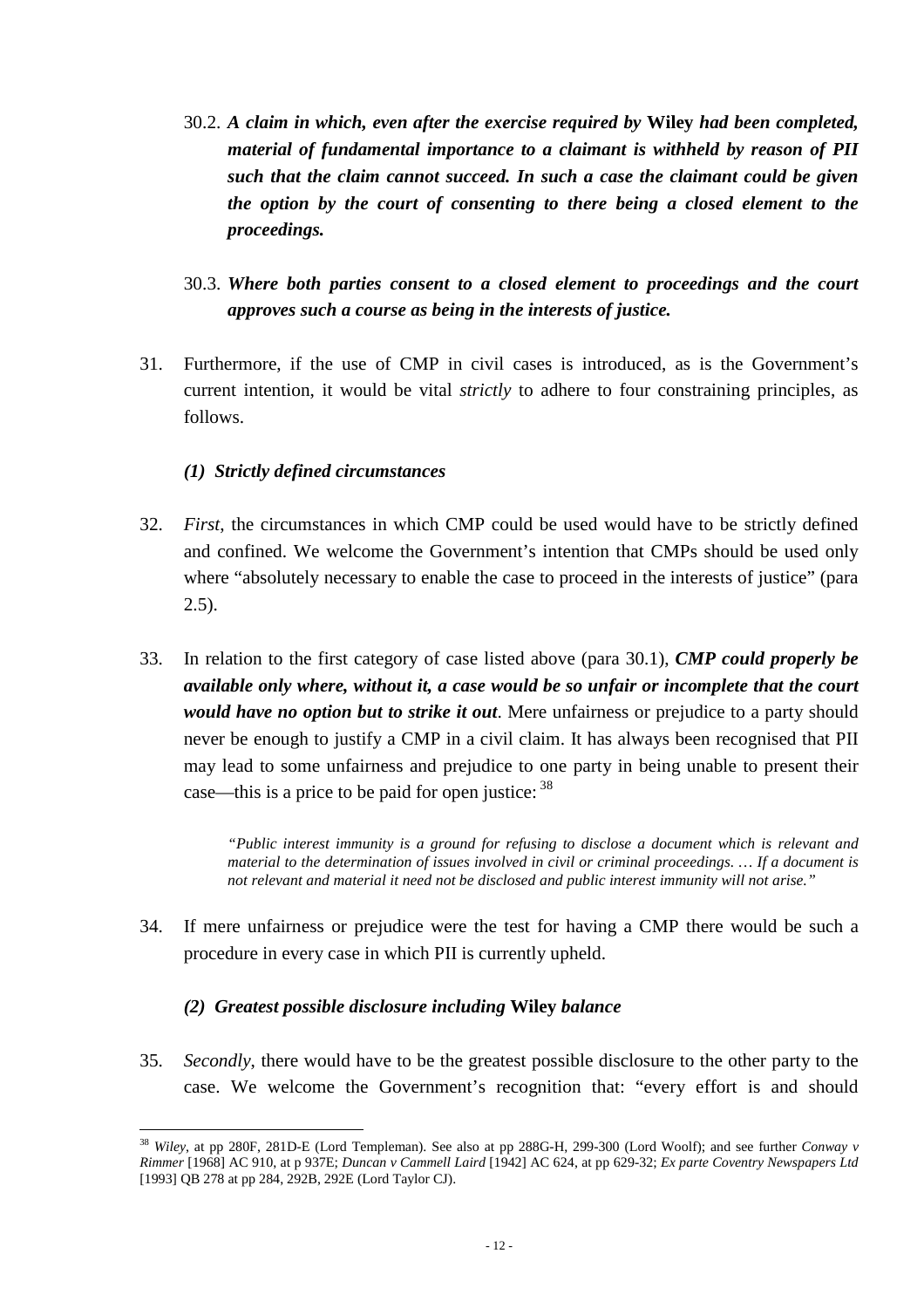30.2. ***A claim in which, even after the exercise required by* Wiley *had been completed, material of fundamental importance to a claimant is withheld by reason of PII such that the claim cannot succeed. In such a case the claimant could be given the option by the court of consenting to there being a closed element to the proceedings.***

30.3. ***Where both parties consent to a closed element to proceedings and the court approves such a course as being in the interests of justice.***

31. Furthermore, if the use of CMP in civil cases is introduced, as is the Government's current intention, it would be vital *strictly* to adhere to four constraining principles, as follows.

### *(1) Strictly defined circumstances*

32. *First*, the circumstances in which CMP could be used would have to be strictly defined and confined. We welcome the Government's intention that CMPs should be used only where "absolutely necessary to enable the case to proceed in the interests of justice" (para 2.5).

33. In relation to the first category of case listed above (para 30.1), ***CMP could properly be available only where, without it, a case would be so unfair or incomplete that the court would have no option but to strike it out***. Mere unfairness or prejudice to a party should never be enough to justify a CMP in a civil claim. It has always been recognised that PII may lead to some unfairness and prejudice to one party in being unable to present their case—this is a price to be paid for open justice: [38]

> *"Public interest immunity is a ground for refusing to disclose a document which is relevant and material to the determination of issues involved in civil or criminal proceedings. … If a document is not relevant and material it need not be disclosed and public interest immunity will not arise."*

34. If mere unfairness or prejudice were the test for having a CMP there would be such a procedure in every case in which PII is currently upheld.

### *(2) Greatest possible disclosure including* **Wiley** *balance*

35. *Secondly*, there would have to be the greatest possible disclosure to the other party to the case. We welcome the Government's recognition that: "every effort is and should

---

[38] *Wiley*, at pp 280F, 281D-E (Lord Templeman). See also at pp 288G-H, 299-300 (Lord Woolf); and see further *Conway v Rimmer* [1968] AC 910, at p 937E; *Duncan v Cammell Laird* [1942] AC 624, at pp 629-32; *Ex parte Coventry Newspapers Ltd* [1993] QB 278 at pp 284, 292B, 292E (Lord Taylor CJ).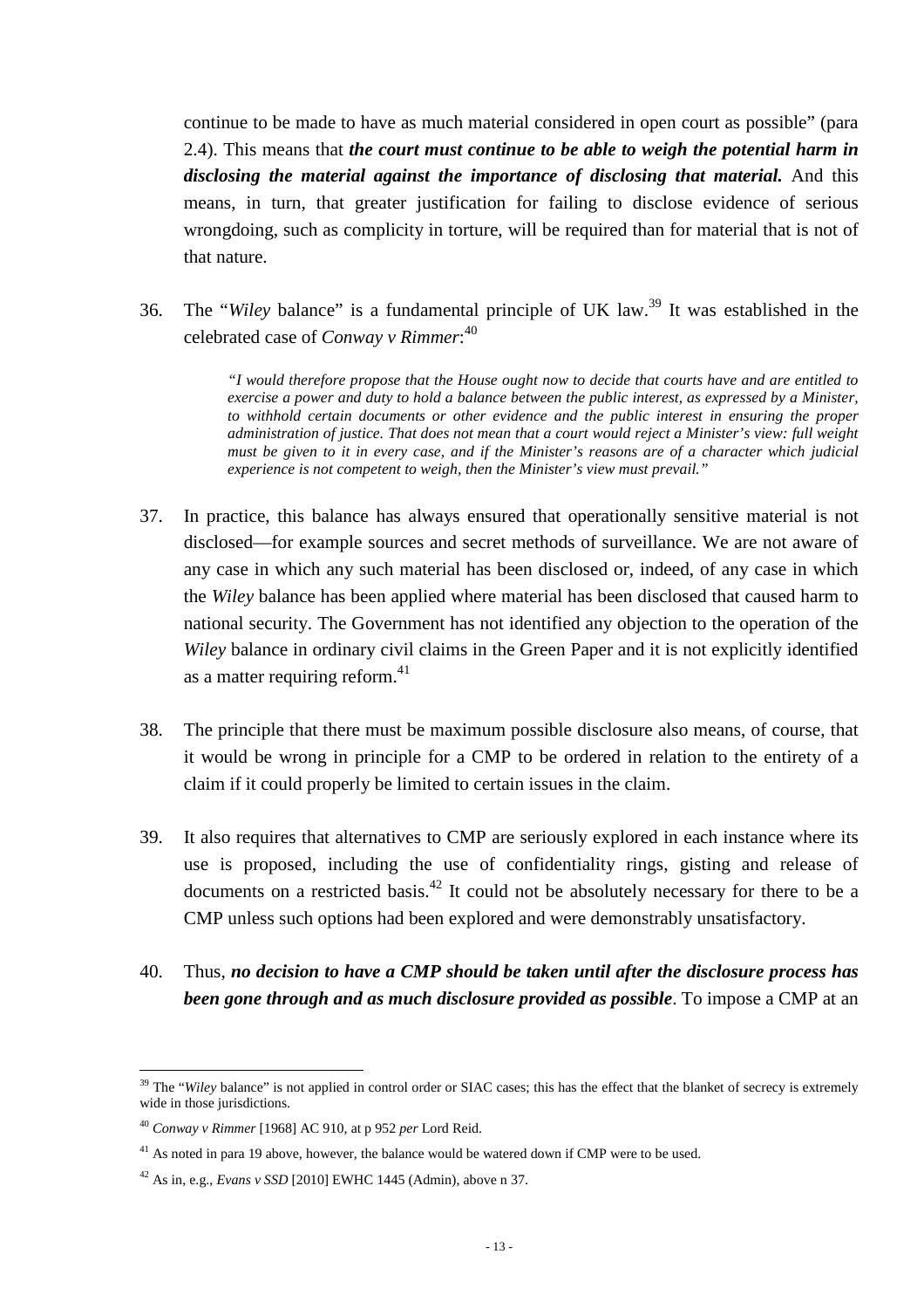continue to be made to have as much material considered in open court as possible" (para 2.4). This means that ***the court must continue to be able to weigh the potential harm in disclosing the material against the importance of disclosing that material.*** And this means, in turn, that greater justification for failing to disclose evidence of serious wrongdoing, such as complicity in torture, will be required than for material that is not of that nature.

36. The "*Wiley* balance" is a fundamental principle of UK law.[39] It was established in the celebrated case of *Conway v Rimmer*:[40]

> *"I would therefore propose that the House ought now to decide that courts have and are entitled to exercise a power and duty to hold a balance between the public interest, as expressed by a Minister, to withhold certain documents or other evidence and the public interest in ensuring the proper administration of justice. That does not mean that a court would reject a Minister's view: full weight must be given to it in every case, and if the Minister's reasons are of a character which judicial experience is not competent to weigh, then the Minister's view must prevail."*

37. In practice, this balance has always ensured that operationally sensitive material is not disclosed—for example sources and secret methods of surveillance. We are not aware of any case in which any such material has been disclosed or, indeed, of any case in which the *Wiley* balance has been applied where material has been disclosed that caused harm to national security. The Government has not identified any objection to the operation of the *Wiley* balance in ordinary civil claims in the Green Paper and it is not explicitly identified as a matter requiring reform.[41]

38. The principle that there must be maximum possible disclosure also means, of course, that it would be wrong in principle for a CMP to be ordered in relation to the entirety of a claim if it could properly be limited to certain issues in the claim.

39. It also requires that alternatives to CMP are seriously explored in each instance where its use is proposed, including the use of confidentiality rings, gisting and release of documents on a restricted basis.[42] It could not be absolutely necessary for there to be a CMP unless such options had been explored and were demonstrably unsatisfactory.

40. Thus, ***no decision to have a CMP should be taken until after the disclosure process has been gone through and as much disclosure provided as possible***. To impose a CMP at an

---

[39] The "*Wiley* balance" is not applied in control order or SIAC cases; this has the effect that the blanket of secrecy is extremely wide in those jurisdictions.

[40] *Conway v Rimmer* [1968] AC 910, at p 952 *per* Lord Reid.

[41] As noted in para 19 above, however, the balance would be watered down if CMP were to be used.

[42] As in, e.g., *Evans v SSD* [2010] EWHC 1445 (Admin), above n 37.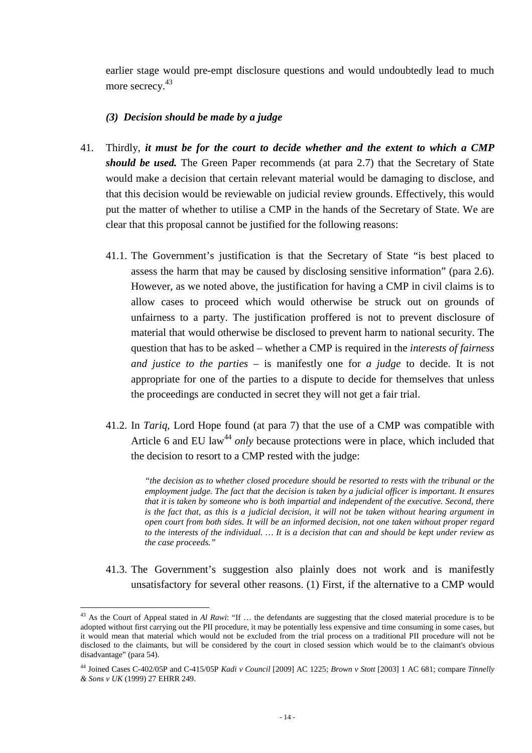earlier stage would pre-empt disclosure questions and would undoubtedly lead to much more secrecy.[43]

### *(3) Decision should be made by a judge*

41. Thirdly, ***it must be for the court to decide whether and the extent to which a CMP should be used.*** The Green Paper recommends (at para 2.7) that the Secretary of State would make a decision that certain relevant material would be damaging to disclose, and that this decision would be reviewable on judicial review grounds. Effectively, this would put the matter of whether to utilise a CMP in the hands of the Secretary of State. We are clear that this proposal cannot be justified for the following reasons:

    41.1. The Government's justification is that the Secretary of State "is best placed to assess the harm that may be caused by disclosing sensitive information" (para 2.6). However, as we noted above, the justification for having a CMP in civil claims is to allow cases to proceed which would otherwise be struck out on grounds of unfairness to a party. The justification proffered is not to prevent disclosure of material that would otherwise be disclosed to prevent harm to national security. The question that has to be asked – whether a CMP is required in the *interests of fairness and justice to the parties* – is manifestly one for *a judge* to decide. It is not appropriate for one of the parties to a dispute to decide for themselves that unless the proceedings are conducted in secret they will not get a fair trial.

    41.2. In *Tariq*, Lord Hope found (at para 7) that the use of a CMP was compatible with Article 6 and EU law[44] *only* because protections were in place, which included that the decision to resort to a CMP rested with the judge:

    > *"the decision as to whether closed procedure should be resorted to rests with the tribunal or the employment judge. The fact that the decision is taken by a judicial officer is important. It ensures that it is taken by someone who is both impartial and independent of the executive. Second, there is the fact that, as this is a judicial decision, it will not be taken without hearing argument in open court from both sides. It will be an informed decision, not one taken without proper regard to the interests of the individual. … It is a decision that can and should be kept under review as the case proceeds."*

    41.3. The Government's suggestion also plainly does not work and is manifestly unsatisfactory for several other reasons. (1) First, if the alternative to a CMP would

---

[43] As the Court of Appeal stated in *Al Rawi*: "If … the defendants are suggesting that the closed material procedure is to be adopted without first carrying out the PII procedure, it may be potentially less expensive and time consuming in some cases, but it would mean that material which would not be excluded from the trial process on a traditional PII procedure will not be disclosed to the claimants, but will be considered by the court in closed session which would be to the claimant's obvious disadvantage" (para 54).

[44] Joined Cases C-402/05P and C-415/05P *Kadi v Council* [2009] AC 1225; *Brown v Stott* [2003] 1 AC 681; compare *Tinnelly & Sons v UK* (1999) 27 EHRR 249.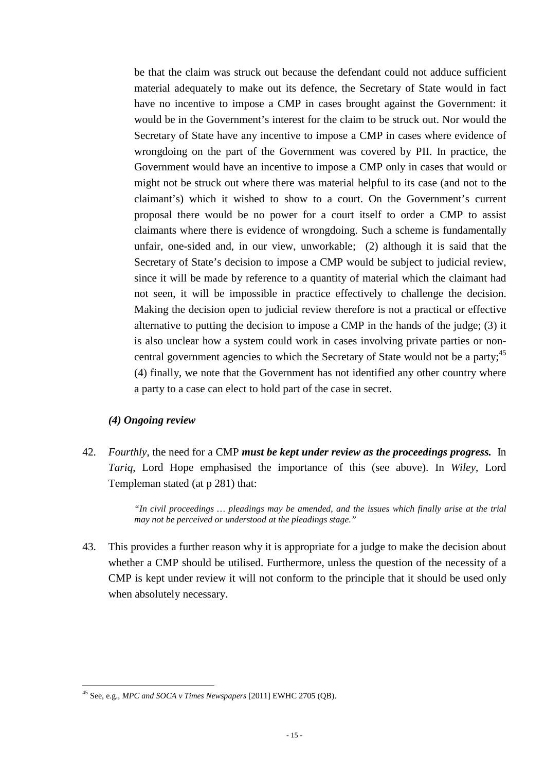be that the claim was struck out because the defendant could not adduce sufficient material adequately to make out its defence, the Secretary of State would in fact have no incentive to impose a CMP in cases brought against the Government: it would be in the Government's interest for the claim to be struck out. Nor would the Secretary of State have any incentive to impose a CMP in cases where evidence of wrongdoing on the part of the Government was covered by PII. In practice, the Government would have an incentive to impose a CMP only in cases that would or might not be struck out where there was material helpful to its case (and not to the claimant's) which it wished to show to a court. On the Government's current proposal there would be no power for a court itself to order a CMP to assist claimants where there is evidence of wrongdoing. Such a scheme is fundamentally unfair, one-sided and, in our view, unworkable; (2) although it is said that the Secretary of State's decision to impose a CMP would be subject to judicial review, since it will be made by reference to a quantity of material which the claimant had not seen, it will be impossible in practice effectively to challenge the decision. Making the decision open to judicial review therefore is not a practical or effective alternative to putting the decision to impose a CMP in the hands of the judge; (3) it is also unclear how a system could work in cases involving private parties or non-central government agencies to which the Secretary of State would not be a party;[45] (4) finally, we note that the Government has not identified any other country where a party to a case can elect to hold part of the case in secret.

### *(4) Ongoing review*

42. *Fourthly*, the need for a CMP ***must be kept under review as the proceedings progress.*** In *Tariq*, Lord Hope emphasised the importance of this (see above). In *Wiley*, Lord Templeman stated (at p 281) that:

> *"In civil proceedings … pleadings may be amended, and the issues which finally arise at the trial may not be perceived or understood at the pleadings stage."*

43. This provides a further reason why it is appropriate for a judge to make the decision about whether a CMP should be utilised. Furthermore, unless the question of the necessity of a CMP is kept under review it will not conform to the principle that it should be used only when absolutely necessary.

---

[45] See, e.g., *MPC and SOCA v Times Newspapers* [2011] EWHC 2705 (QB).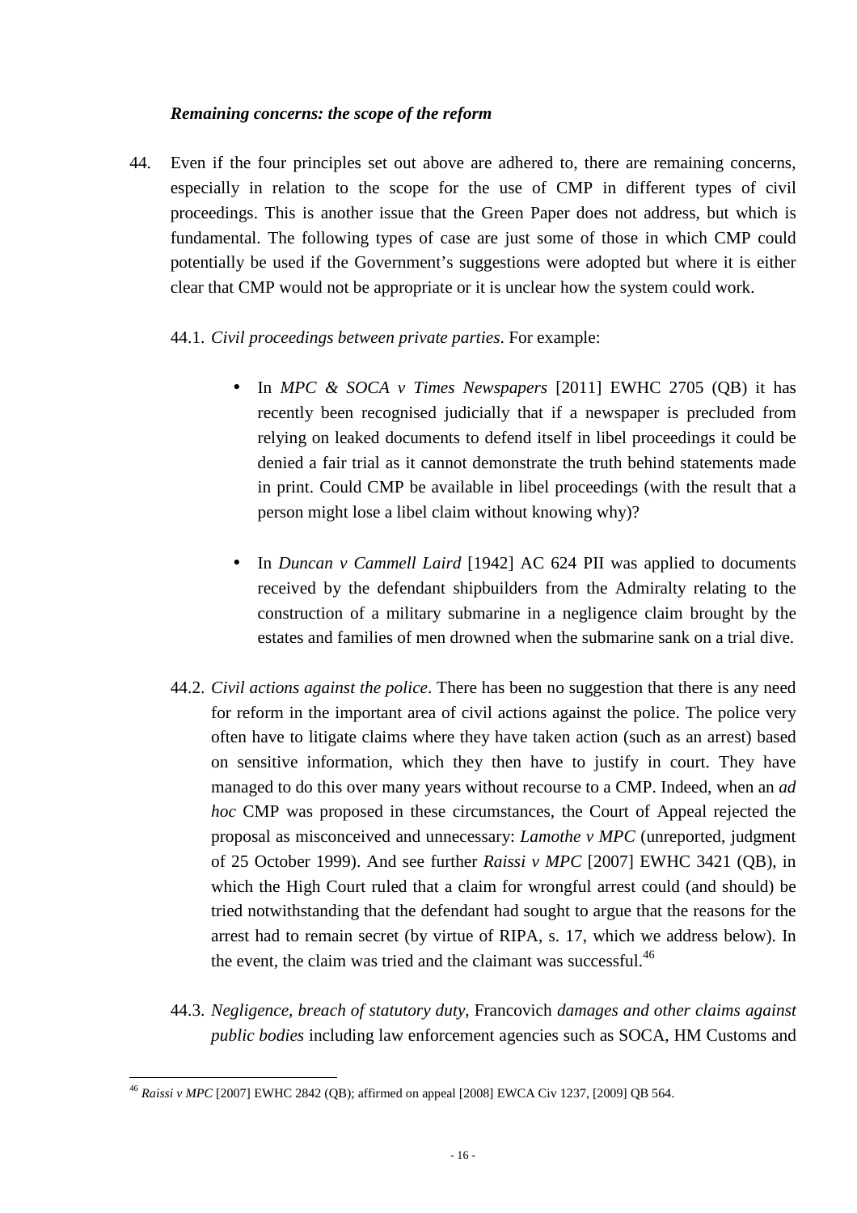### *Remaining concerns: the scope of the reform*

44. Even if the four principles set out above are adhered to, there are remaining concerns, especially in relation to the scope for the use of CMP in different types of civil proceedings. This is another issue that the Green Paper does not address, but which is fundamental. The following types of case are just some of those in which CMP could potentially be used if the Government's suggestions were adopted but where it is either clear that CMP would not be appropriate or it is unclear how the system could work.

    44.1. *Civil proceedings between private parties*. For example:

    - In *MPC & SOCA v Times Newspapers* [2011] EWHC 2705 (QB) it has recently been recognised judicially that if a newspaper is precluded from relying on leaked documents to defend itself in libel proceedings it could be denied a fair trial as it cannot demonstrate the truth behind statements made in print. Could CMP be available in libel proceedings (with the result that a person might lose a libel claim without knowing why)?

    - In *Duncan v Cammell Laird* [1942] AC 624 PII was applied to documents received by the defendant shipbuilders from the Admiralty relating to the construction of a military submarine in a negligence claim brought by the estates and families of men drowned when the submarine sank on a trial dive.

    44.2. *Civil actions against the police*. There has been no suggestion that there is any need for reform in the important area of civil actions against the police. The police very often have to litigate claims where they have taken action (such as an arrest) based on sensitive information, which they then have to justify in court. They have managed to do this over many years without recourse to a CMP. Indeed, when an *ad hoc* CMP was proposed in these circumstances, the Court of Appeal rejected the proposal as misconceived and unnecessary: *Lamothe v MPC* (unreported, judgment of 25 October 1999). And see further *Raissi v MPC* [2007] EWHC 3421 (QB), in which the High Court ruled that a claim for wrongful arrest could (and should) be tried notwithstanding that the defendant had sought to argue that the reasons for the arrest had to remain secret (by virtue of RIPA, s. 17, which we address below). In the event, the claim was tried and the claimant was successful.[46]

    44.3. *Negligence, breach of statutory duty,* Francovich *damages and other claims against public bodies* including law enforcement agencies such as SOCA, HM Customs and

---

[46] *Raissi v MPC* [2007] EWHC 2842 (QB); affirmed on appeal [2008] EWCA Civ 1237, [2009] QB 564.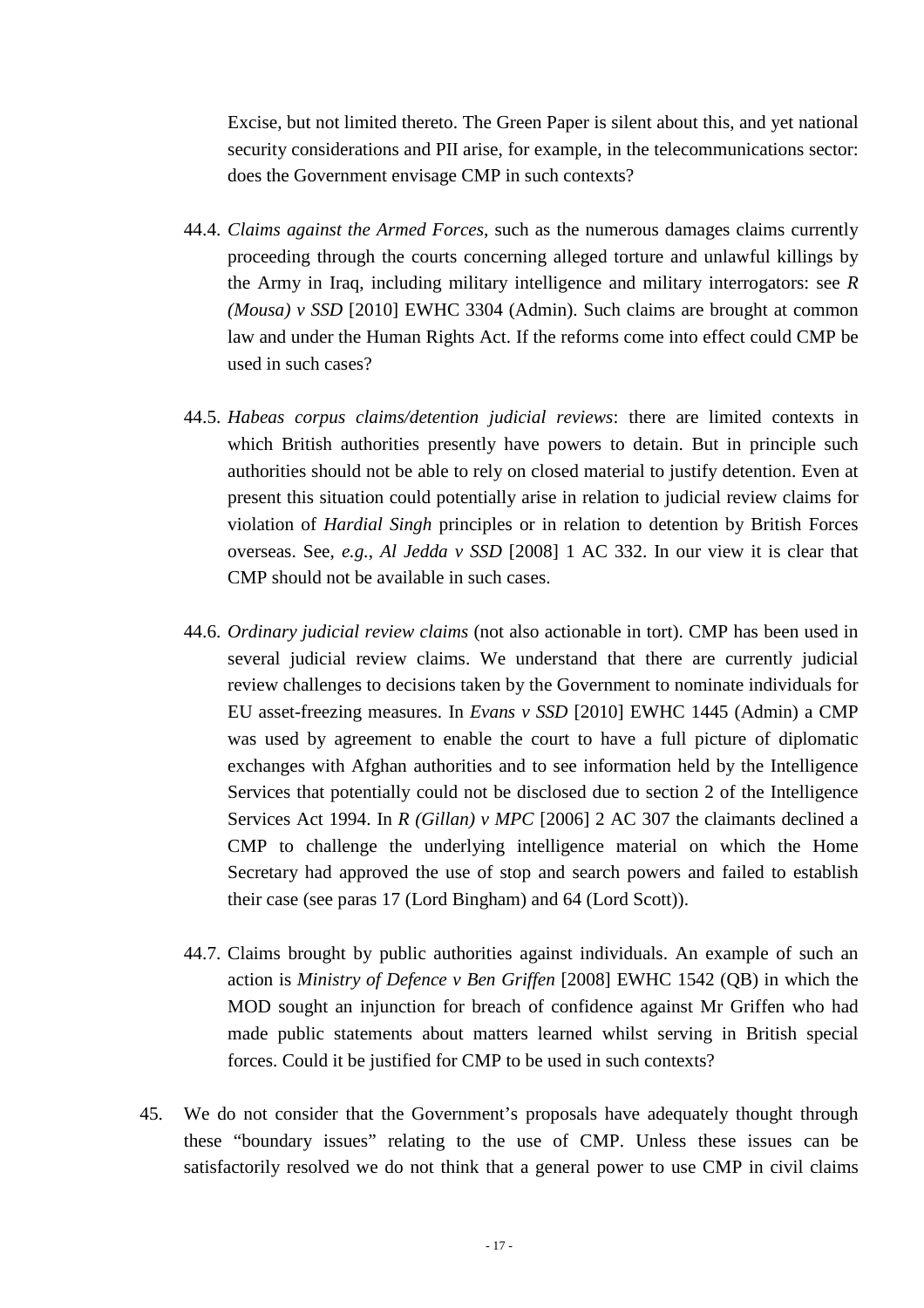Excise, but not limited thereto. The Green Paper is silent about this, and yet national security considerations and PII arise, for example, in the telecommunications sector: does the Government envisage CMP in such contexts?

44.4. *Claims against the Armed Forces*, such as the numerous damages claims currently proceeding through the courts concerning alleged torture and unlawful killings by the Army in Iraq, including military intelligence and military interrogators: see *R (Mousa) v SSD* [2010] EWHC 3304 (Admin). Such claims are brought at common law and under the Human Rights Act. If the reforms come into effect could CMP be used in such cases?

44.5. *Habeas corpus claims/detention judicial reviews*: there are limited contexts in which British authorities presently have powers to detain. But in principle such authorities should not be able to rely on closed material to justify detention. Even at present this situation could potentially arise in relation to judicial review claims for violation of *Hardial Singh* principles or in relation to detention by British Forces overseas. See, *e.g.*, *Al Jedda v SSD* [2008] 1 AC 332. In our view it is clear that CMP should not be available in such cases.

44.6. *Ordinary judicial review claims* (not also actionable in tort). CMP has been used in several judicial review claims. We understand that there are currently judicial review challenges to decisions taken by the Government to nominate individuals for EU asset-freezing measures. In *Evans v SSD* [2010] EWHC 1445 (Admin) a CMP was used by agreement to enable the court to have a full picture of diplomatic exchanges with Afghan authorities and to see information held by the Intelligence Services that potentially could not be disclosed due to section 2 of the Intelligence Services Act 1994. In *R (Gillan) v MPC* [2006] 2 AC 307 the claimants declined a CMP to challenge the underlying intelligence material on which the Home Secretary had approved the use of stop and search powers and failed to establish their case (see paras 17 (Lord Bingham) and 64 (Lord Scott)).

44.7. Claims brought by public authorities against individuals. An example of such an action is *Ministry of Defence v Ben Griffen* [2008] EWHC 1542 (QB) in which the MOD sought an injunction for breach of confidence against Mr Griffen who had made public statements about matters learned whilst serving in British special forces. Could it be justified for CMP to be used in such contexts?

45. We do not consider that the Government's proposals have adequately thought through these "boundary issues" relating to the use of CMP. Unless these issues can be satisfactorily resolved we do not think that a general power to use CMP in civil claims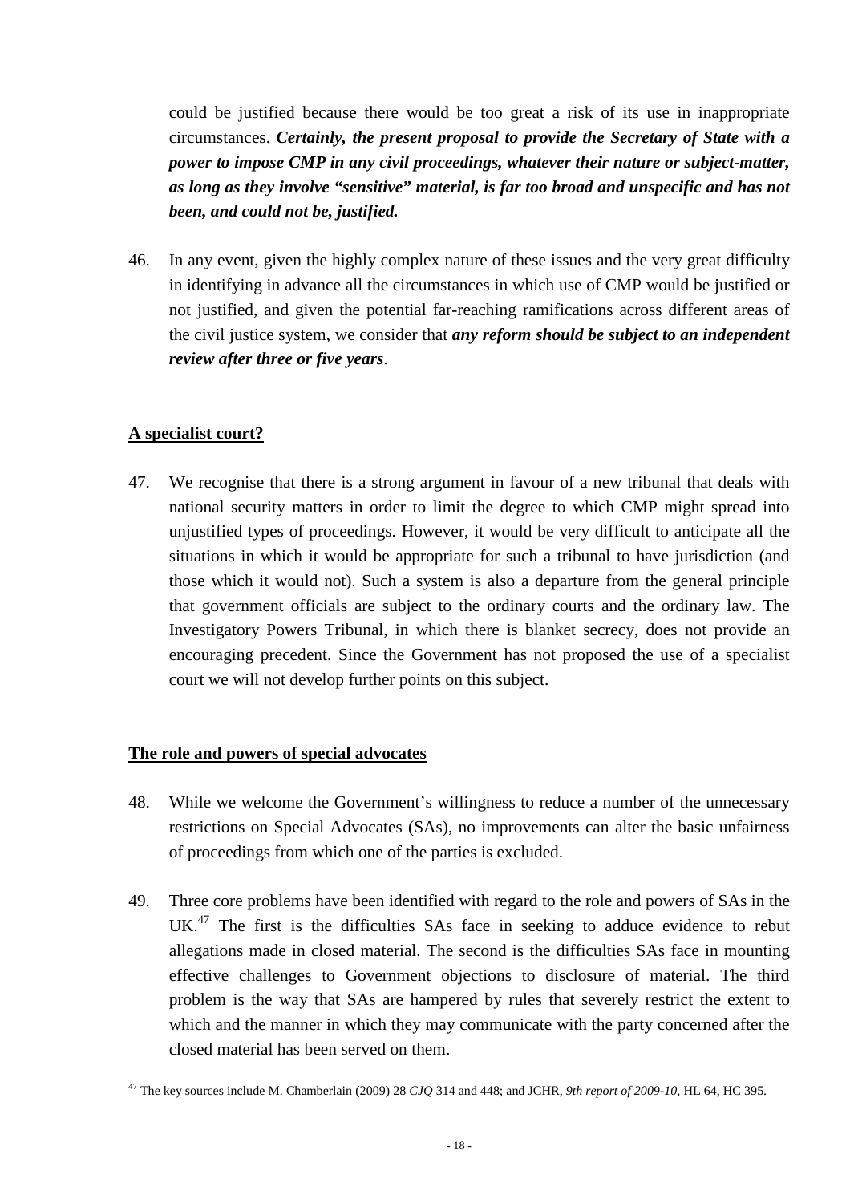could be justified because there would be too great a risk of its use in inappropriate circumstances. ***Certainly, the present proposal to provide the Secretary of State with a power to impose CMP in any civil proceedings, whatever their nature or subject-matter, as long as they involve "sensitive" material, is far too broad and unspecific and has not been, and could not be, justified.***

46. In any event, given the highly complex nature of these issues and the very great difficulty in identifying in advance all the circumstances in which use of CMP would be justified or not justified, and given the potential far-reaching ramifications across different areas of the civil justice system, we consider that ***any reform should be subject to an independent review after three or five years***.

## A specialist court?

47. We recognise that there is a strong argument in favour of a new tribunal that deals with national security matters in order to limit the degree to which CMP might spread into unjustified types of proceedings. However, it would be very difficult to anticipate all the situations in which it would be appropriate for such a tribunal to have jurisdiction (and those which it would not). Such a system is also a departure from the general principle that government officials are subject to the ordinary courts and the ordinary law. The Investigatory Powers Tribunal, in which there is blanket secrecy, does not provide an encouraging precedent. Since the Government has not proposed the use of a specialist court we will not develop further points on this subject.

## The role and powers of special advocates

48. While we welcome the Government's willingness to reduce a number of the unnecessary restrictions on Special Advocates (SAs), no improvements can alter the basic unfairness of proceedings from which one of the parties is excluded.

49. Three core problems have been identified with regard to the role and powers of SAs in the UK.[47] The first is the difficulties SAs face in seeking to adduce evidence to rebut allegations made in closed material. The second is the difficulties SAs face in mounting effective challenges to Government objections to disclosure of material. The third problem is the way that SAs are hampered by rules that severely restrict the extent to which and the manner in which they may communicate with the party concerned after the closed material has been served on them.

[47] The key sources include M. Chamberlain (2009) 28 *CJQ* 314 and 448; and JCHR, *9th report of 2009-10*, HL 64, HC 395.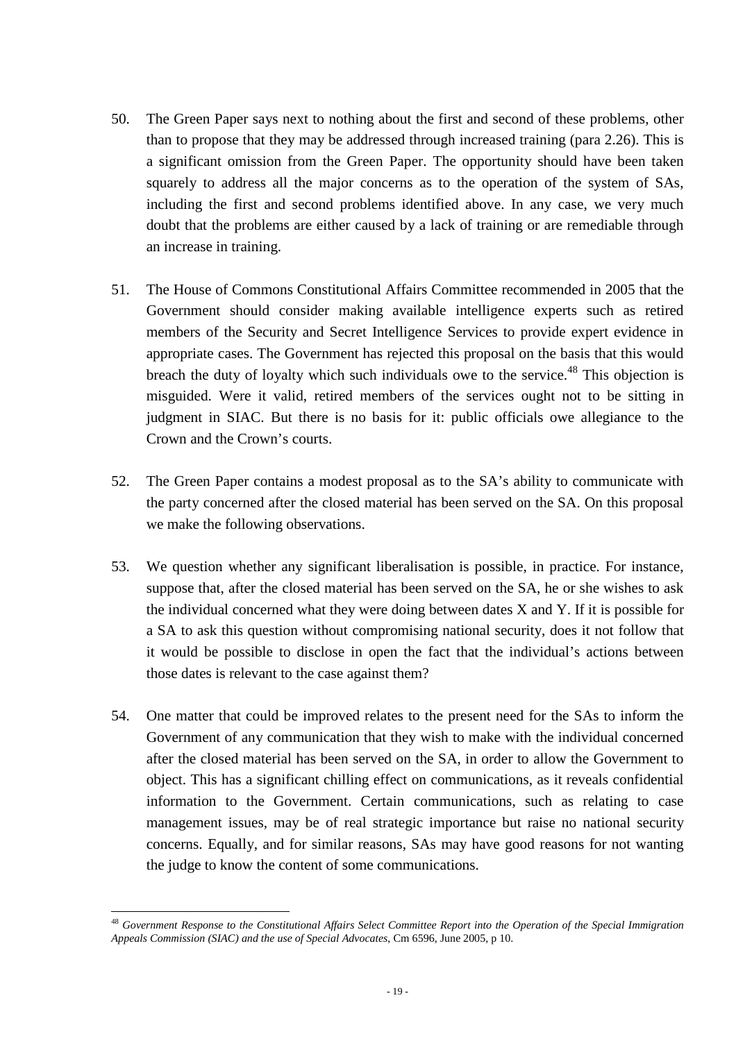50. The Green Paper says next to nothing about the first and second of these problems, other than to propose that they may be addressed through increased training (para 2.26). This is a significant omission from the Green Paper. The opportunity should have been taken squarely to address all the major concerns as to the operation of the system of SAs, including the first and second problems identified above. In any case, we very much doubt that the problems are either caused by a lack of training or are remediable through an increase in training.

51. The House of Commons Constitutional Affairs Committee recommended in 2005 that the Government should consider making available intelligence experts such as retired members of the Security and Secret Intelligence Services to provide expert evidence in appropriate cases. The Government has rejected this proposal on the basis that this would breach the duty of loyalty which such individuals owe to the service.[48] This objection is misguided. Were it valid, retired members of the services ought not to be sitting in judgment in SIAC. But there is no basis for it: public officials owe allegiance to the Crown and the Crown's courts.

52. The Green Paper contains a modest proposal as to the SA's ability to communicate with the party concerned after the closed material has been served on the SA. On this proposal we make the following observations.

53. We question whether any significant liberalisation is possible, in practice. For instance, suppose that, after the closed material has been served on the SA, he or she wishes to ask the individual concerned what they were doing between dates X and Y. If it is possible for a SA to ask this question without compromising national security, does it not follow that it would be possible to disclose in open the fact that the individual's actions between those dates is relevant to the case against them?

54. One matter that could be improved relates to the present need for the SAs to inform the Government of any communication that they wish to make with the individual concerned after the closed material has been served on the SA, in order to allow the Government to object. This has a significant chilling effect on communications, as it reveals confidential information to the Government. Certain communications, such as relating to case management issues, may be of real strategic importance but raise no national security concerns. Equally, and for similar reasons, SAs may have good reasons for not wanting the judge to know the content of some communications.

---

[48] *Government Response to the Constitutional Affairs Select Committee Report into the Operation of the Special Immigration Appeals Commission (SIAC) and the use of Special Advocates*, Cm 6596, June 2005, p 10.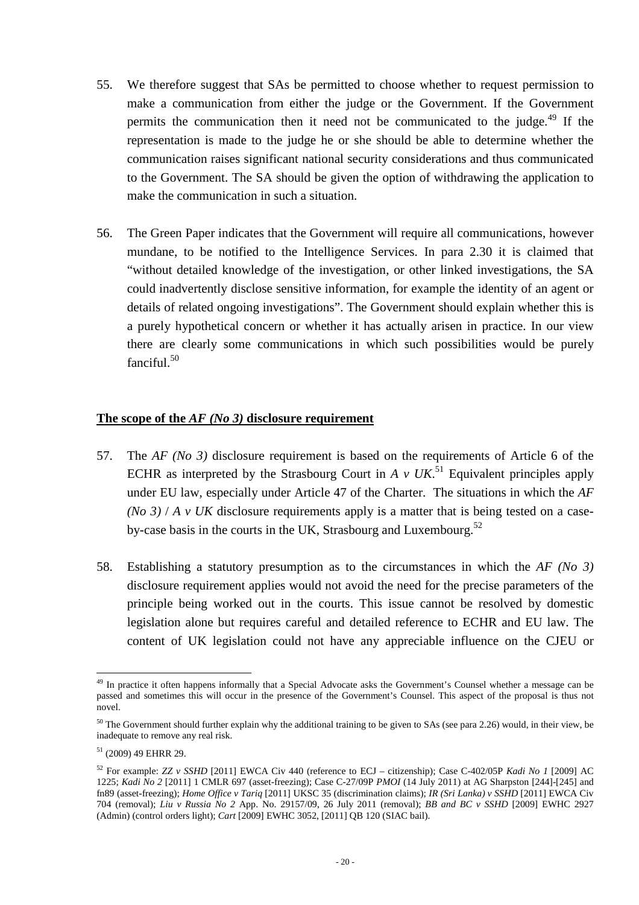55. We therefore suggest that SAs be permitted to choose whether to request permission to make a communication from either the judge or the Government. If the Government permits the communication then it need not be communicated to the judge.[49] If the representation is made to the judge he or she should be able to determine whether the communication raises significant national security considerations and thus communicated to the Government. The SA should be given the option of withdrawing the application to make the communication in such a situation.

56. The Green Paper indicates that the Government will require all communications, however mundane, to be notified to the Intelligence Services. In para 2.30 it is claimed that "without detailed knowledge of the investigation, or other linked investigations, the SA could inadvertently disclose sensitive information, for example the identity of an agent or details of related ongoing investigations". The Government should explain whether this is a purely hypothetical concern or whether it has actually arisen in practice. In our view there are clearly some communications in which such possibilities would be purely fanciful.[50]

## The scope of the *AF (No 3)* disclosure requirement

57. The *AF (No 3)* disclosure requirement is based on the requirements of Article 6 of the ECHR as interpreted by the Strasbourg Court in *A v UK*.[51] Equivalent principles apply under EU law, especially under Article 47 of the Charter. The situations in which the *AF (No 3)* / *A v UK* disclosure requirements apply is a matter that is being tested on a case-by-case basis in the courts in the UK, Strasbourg and Luxembourg.[52]

58. Establishing a statutory presumption as to the circumstances in which the *AF (No 3)* disclosure requirement applies would not avoid the need for the precise parameters of the principle being worked out in the courts. This issue cannot be resolved by domestic legislation alone but requires careful and detailed reference to ECHR and EU law. The content of UK legislation could not have any appreciable influence on the CJEU or

---

[49] In practice it often happens informally that a Special Advocate asks the Government's Counsel whether a message can be passed and sometimes this will occur in the presence of the Government's Counsel. This aspect of the proposal is thus not novel.

[50] The Government should further explain why the additional training to be given to SAs (see para 2.26) would, in their view, be inadequate to remove any real risk.

[51] (2009) 49 EHRR 29.

[52] For example: *ZZ v SSHD* [2011] EWCA Civ 440 (reference to ECJ – citizenship); Case C-402/05P *Kadi No 1* [2009] AC 1225; *Kadi No 2* [2011] 1 CMLR 697 (asset-freezing); Case C-27/09P *PMOI* (14 July 2011) at AG Sharpston [244]-[245] and fn89 (asset-freezing); *Home Office v Tariq* [2011] UKSC 35 (discrimination claims); *IR (Sri Lanka) v SSHD* [2011] EWCA Civ 704 (removal); *Liu v Russia No 2* App. No. 29157/09, 26 July 2011 (removal); *BB and BC v SSHD* [2009] EWHC 2927 (Admin) (control orders light); *Cart* [2009] EWHC 3052, [2011] QB 120 (SIAC bail).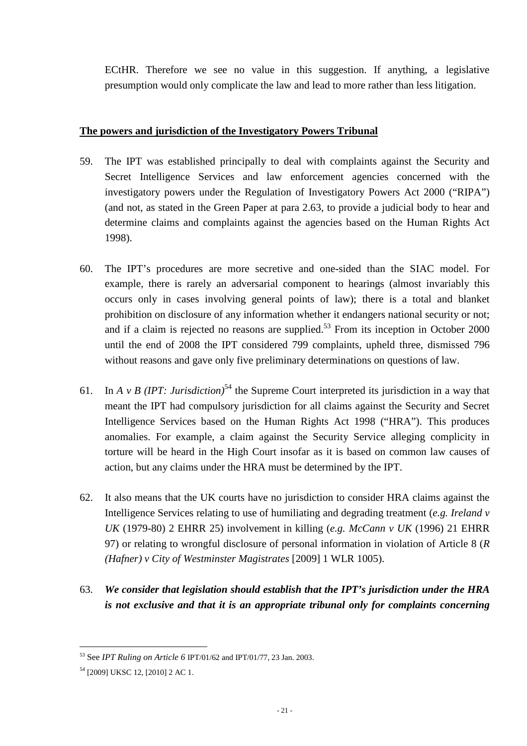ECtHR. Therefore we see no value in this suggestion. If anything, a legislative presumption would only complicate the law and lead to more rather than less litigation.

## The powers and jurisdiction of the Investigatory Powers Tribunal

59. The IPT was established principally to deal with complaints against the Security and Secret Intelligence Services and law enforcement agencies concerned with the investigatory powers under the Regulation of Investigatory Powers Act 2000 ("RIPA") (and not, as stated in the Green Paper at para 2.63, to provide a judicial body to hear and determine claims and complaints against the agencies based on the Human Rights Act 1998).

60. The IPT's procedures are more secretive and one-sided than the SIAC model. For example, there is rarely an adversarial component to hearings (almost invariably this occurs only in cases involving general points of law); there is a total and blanket prohibition on disclosure of any information whether it endangers national security or not; and if a claim is rejected no reasons are supplied.[53] From its inception in October 2000 until the end of 2008 the IPT considered 799 complaints, upheld three, dismissed 796 without reasons and gave only five preliminary determinations on questions of law.

61. In *A v B (IPT: Jurisdiction)*[54] the Supreme Court interpreted its jurisdiction in a way that meant the IPT had compulsory jurisdiction for all claims against the Security and Secret Intelligence Services based on the Human Rights Act 1998 ("HRA"). This produces anomalies. For example, a claim against the Security Service alleging complicity in torture will be heard in the High Court insofar as it is based on common law causes of action, but any claims under the HRA must be determined by the IPT.

62. It also means that the UK courts have no jurisdiction to consider HRA claims against the Intelligence Services relating to use of humiliating and degrading treatment (*e.g. Ireland v UK* (1979-80) 2 EHRR 25) involvement in killing (*e.g. McCann v UK* (1996) 21 EHRR 97) or relating to wrongful disclosure of personal information in violation of Article 8 (*R (Hafner) v City of Westminster Magistrates* [2009] 1 WLR 1005).

63. ***We consider that legislation should establish that the IPT's jurisdiction under the HRA is not exclusive and that it is an appropriate tribunal only for complaints concerning***

---

[53] See *IPT Ruling on Article 6* IPT/01/62 and IPT/01/77, 23 Jan. 2003.

[54] [2009] UKSC 12, [2010] 2 AC 1.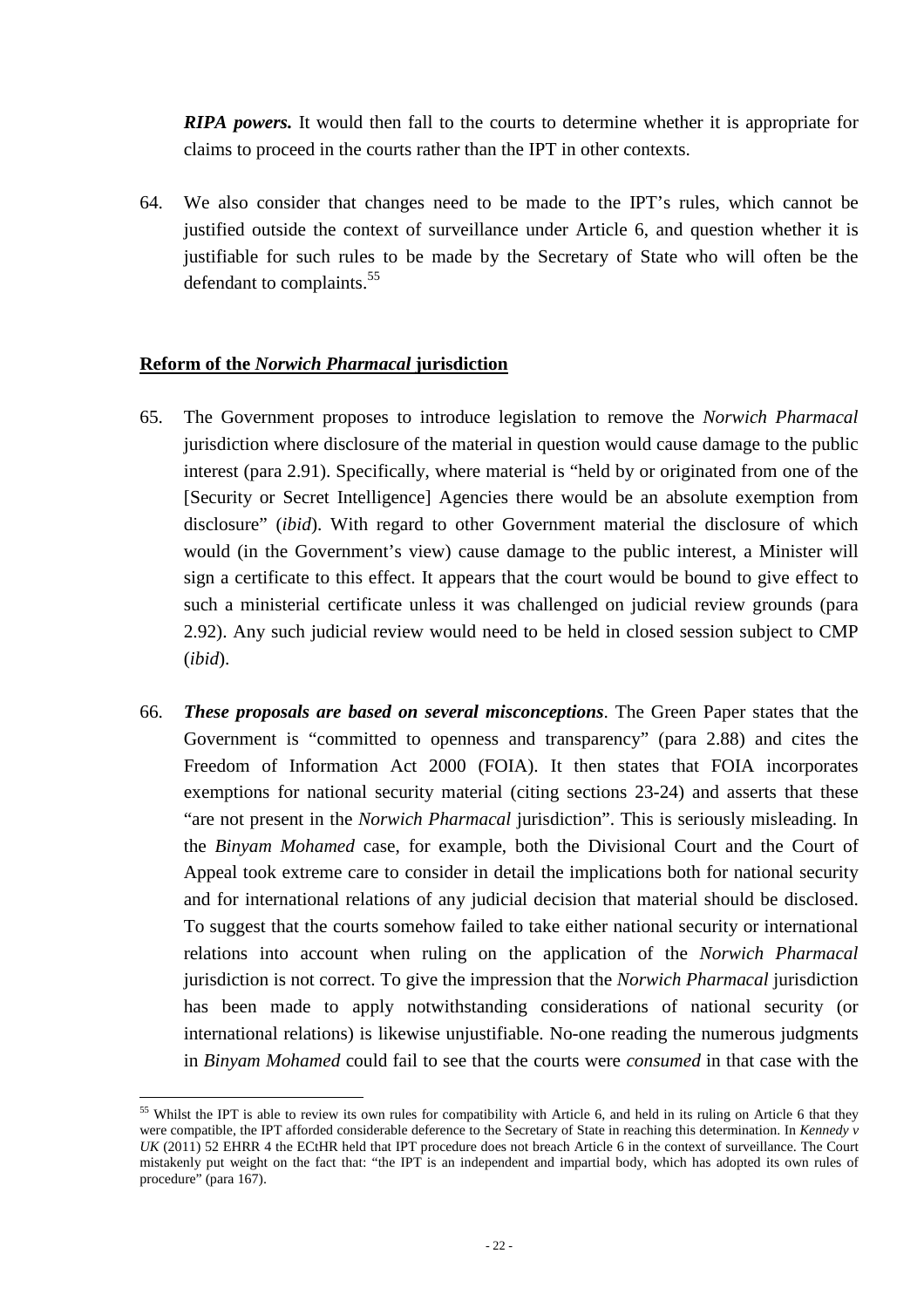***RIPA powers.*** It would then fall to the courts to determine whether it is appropriate for claims to proceed in the courts rather than the IPT in other contexts.

64. We also consider that changes need to be made to the IPT's rules, which cannot be justified outside the context of surveillance under Article 6, and question whether it is justifiable for such rules to be made by the Secretary of State who will often be the defendant to complaints.[55]

## Reform of the *Norwich Pharmacal* jurisdiction

65. The Government proposes to introduce legislation to remove the *Norwich Pharmacal* jurisdiction where disclosure of the material in question would cause damage to the public interest (para 2.91). Specifically, where material is "held by or originated from one of the [Security or Secret Intelligence] Agencies there would be an absolute exemption from disclosure" (*ibid*). With regard to other Government material the disclosure of which would (in the Government's view) cause damage to the public interest, a Minister will sign a certificate to this effect. It appears that the court would be bound to give effect to such a ministerial certificate unless it was challenged on judicial review grounds (para 2.92). Any such judicial review would need to be held in closed session subject to CMP (*ibid*).

66. ***These proposals are based on several misconceptions***. The Green Paper states that the Government is "committed to openness and transparency" (para 2.88) and cites the Freedom of Information Act 2000 (FOIA). It then states that FOIA incorporates exemptions for national security material (citing sections 23-24) and asserts that these "are not present in the *Norwich Pharmacal* jurisdiction". This is seriously misleading. In the *Binyam Mohamed* case, for example, both the Divisional Court and the Court of Appeal took extreme care to consider in detail the implications both for national security and for international relations of any judicial decision that material should be disclosed. To suggest that the courts somehow failed to take either national security or international relations into account when ruling on the application of the *Norwich Pharmacal* jurisdiction is not correct. To give the impression that the *Norwich Pharmacal* jurisdiction has been made to apply notwithstanding considerations of national security (or international relations) is likewise unjustifiable. No-one reading the numerous judgments in *Binyam Mohamed* could fail to see that the courts were *consumed* in that case with the

---

[55] Whilst the IPT is able to review its own rules for compatibility with Article 6, and held in its ruling on Article 6 that they were compatible, the IPT afforded considerable deference to the Secretary of State in reaching this determination. In *Kennedy v UK* (2011) 52 EHRR 4 the ECtHR held that IPT procedure does not breach Article 6 in the context of surveillance. The Court mistakenly put weight on the fact that: "the IPT is an independent and impartial body, which has adopted its own rules of procedure" (para 167).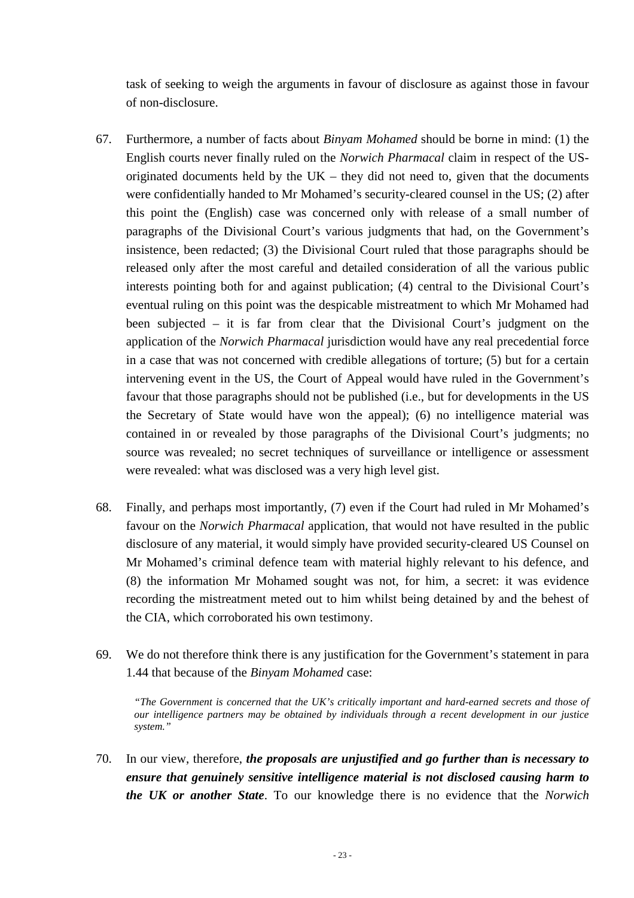task of seeking to weigh the arguments in favour of disclosure as against those in favour of non-disclosure.

67. Furthermore, a number of facts about *Binyam Mohamed* should be borne in mind: (1) the English courts never finally ruled on the *Norwich Pharmacal* claim in respect of the US-originated documents held by the UK – they did not need to, given that the documents were confidentially handed to Mr Mohamed's security-cleared counsel in the US; (2) after this point the (English) case was concerned only with release of a small number of paragraphs of the Divisional Court's various judgments that had, on the Government's insistence, been redacted; (3) the Divisional Court ruled that those paragraphs should be released only after the most careful and detailed consideration of all the various public interests pointing both for and against publication; (4) central to the Divisional Court's eventual ruling on this point was the despicable mistreatment to which Mr Mohamed had been subjected – it is far from clear that the Divisional Court's judgment on the application of the *Norwich Pharmacal* jurisdiction would have any real precedential force in a case that was not concerned with credible allegations of torture; (5) but for a certain intervening event in the US, the Court of Appeal would have ruled in the Government's favour that those paragraphs should not be published (i.e., but for developments in the US the Secretary of State would have won the appeal); (6) no intelligence material was contained in or revealed by those paragraphs of the Divisional Court's judgments; no source was revealed; no secret techniques of surveillance or intelligence or assessment were revealed: what was disclosed was a very high level gist.

68. Finally, and perhaps most importantly, (7) even if the Court had ruled in Mr Mohamed's favour on the *Norwich Pharmacal* application, that would not have resulted in the public disclosure of any material, it would simply have provided security-cleared US Counsel on Mr Mohamed's criminal defence team with material highly relevant to his defence, and (8) the information Mr Mohamed sought was not, for him, a secret: it was evidence recording the mistreatment meted out to him whilst being detained by and the behest of the CIA, which corroborated his own testimony.

69. We do not therefore think there is any justification for the Government's statement in para 1.44 that because of the *Binyam Mohamed* case:

> *"The Government is concerned that the UK's critically important and hard-earned secrets and those of our intelligence partners may be obtained by individuals through a recent development in our justice system."*

70. In our view, therefore, ***the proposals are unjustified and go further than is necessary to ensure that genuinely sensitive intelligence material is not disclosed causing harm to the UK or another State***. To our knowledge there is no evidence that the *Norwich*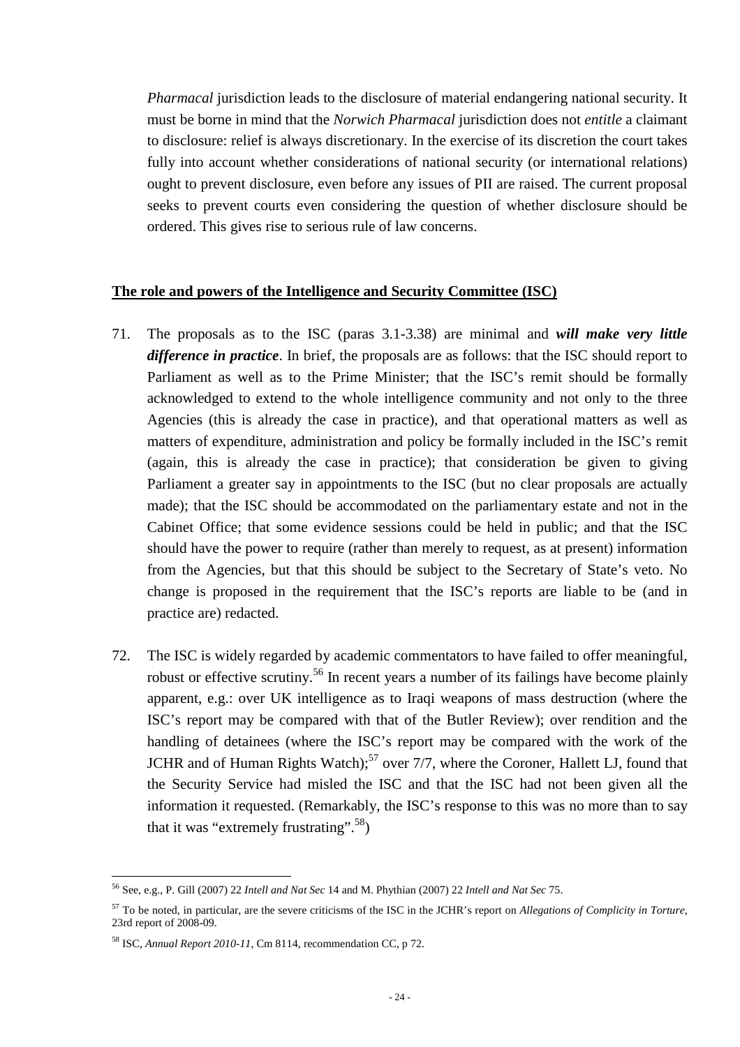*Pharmacal* jurisdiction leads to the disclosure of material endangering national security. It must be borne in mind that the *Norwich Pharmacal* jurisdiction does not *entitle* a claimant to disclosure: relief is always discretionary. In the exercise of its discretion the court takes fully into account whether considerations of national security (or international relations) ought to prevent disclosure, even before any issues of PII are raised. The current proposal seeks to prevent courts even considering the question of whether disclosure should be ordered. This gives rise to serious rule of law concerns.

**The role and powers of the Intelligence and Security Committee (ISC)**

71. The proposals as to the ISC (paras 3.1-3.38) are minimal and ***will make very little difference in practice***. In brief, the proposals are as follows: that the ISC should report to Parliament as well as to the Prime Minister; that the ISC's remit should be formally acknowledged to extend to the whole intelligence community and not only to the three Agencies (this is already the case in practice), and that operational matters as well as matters of expenditure, administration and policy be formally included in the ISC's remit (again, this is already the case in practice); that consideration be given to giving Parliament a greater say in appointments to the ISC (but no clear proposals are actually made); that the ISC should be accommodated on the parliamentary estate and not in the Cabinet Office; that some evidence sessions could be held in public; and that the ISC should have the power to require (rather than merely to request, as at present) information from the Agencies, but that this should be subject to the Secretary of State's veto. No change is proposed in the requirement that the ISC's reports are liable to be (and in practice are) redacted.

72. The ISC is widely regarded by academic commentators to have failed to offer meaningful, robust or effective scrutiny.[56] In recent years a number of its failings have become plainly apparent, e.g.: over UK intelligence as to Iraqi weapons of mass destruction (where the ISC's report may be compared with that of the Butler Review); over rendition and the handling of detainees (where the ISC's report may be compared with the work of the JCHR and of Human Rights Watch);[57] over 7/7, where the Coroner, Hallett LJ, found that the Security Service had misled the ISC and that the ISC had not been given all the information it requested. (Remarkably, the ISC's response to this was no more than to say that it was "extremely frustrating".[58])

---

[56] See, e.g., P. Gill (2007) 22 *Intell and Nat Sec* 14 and M. Phythian (2007) 22 *Intell and Nat Sec* 75.

[57] To be noted, in particular, are the severe criticisms of the ISC in the JCHR's report on *Allegations of Complicity in Torture*, 23rd report of 2008-09.

[58] ISC, *Annual Report 2010-11*, Cm 8114, recommendation CC, p 72.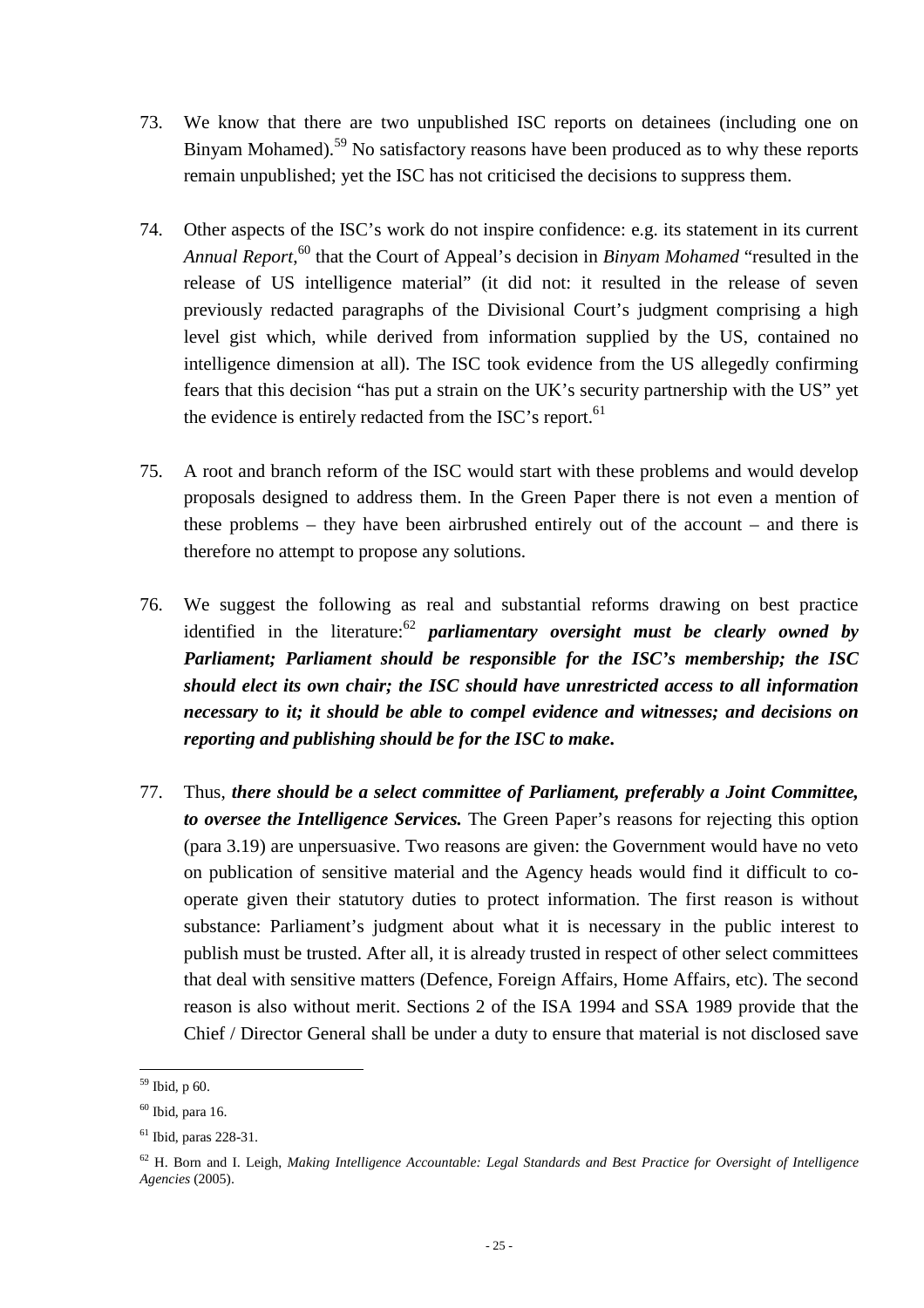73. We know that there are two unpublished ISC reports on detainees (including one on Binyam Mohamed).[59] No satisfactory reasons have been produced as to why these reports remain unpublished; yet the ISC has not criticised the decisions to suppress them.

74. Other aspects of the ISC's work do not inspire confidence: e.g. its statement in its current *Annual Report*,[60] that the Court of Appeal's decision in *Binyam Mohamed* "resulted in the release of US intelligence material" (it did not: it resulted in the release of seven previously redacted paragraphs of the Divisional Court's judgment comprising a high level gist which, while derived from information supplied by the US, contained no intelligence dimension at all). The ISC took evidence from the US allegedly confirming fears that this decision "has put a strain on the UK's security partnership with the US" yet the evidence is entirely redacted from the ISC's report.[61]

75. A root and branch reform of the ISC would start with these problems and would develop proposals designed to address them. In the Green Paper there is not even a mention of these problems – they have been airbrushed entirely out of the account – and there is therefore no attempt to propose any solutions.

76. We suggest the following as real and substantial reforms drawing on best practice identified in the literature:[62] ***parliamentary oversight must be clearly owned by Parliament; Parliament should be responsible for the ISC's membership; the ISC should elect its own chair; the ISC should have unrestricted access to all information necessary to it; it should be able to compel evidence and witnesses; and decisions on reporting and publishing should be for the ISC to make.***

77. Thus, ***there should be a select committee of Parliament, preferably a Joint Committee, to oversee the Intelligence Services.*** The Green Paper's reasons for rejecting this option (para 3.19) are unpersuasive. Two reasons are given: the Government would have no veto on publication of sensitive material and the Agency heads would find it difficult to co-operate given their statutory duties to protect information. The first reason is without substance: Parliament's judgment about what it is necessary in the public interest to publish must be trusted. After all, it is already trusted in respect of other select committees that deal with sensitive matters (Defence, Foreign Affairs, Home Affairs, etc). The second reason is also without merit. Sections 2 of the ISA 1994 and SSA 1989 provide that the Chief / Director General shall be under a duty to ensure that material is not disclosed save

---

[59] Ibid, p 60.

[60] Ibid, para 16.

[61] Ibid, paras 228-31.

[62] H. Born and I. Leigh, *Making Intelligence Accountable: Legal Standards and Best Practice for Oversight of Intelligence Agencies* (2005).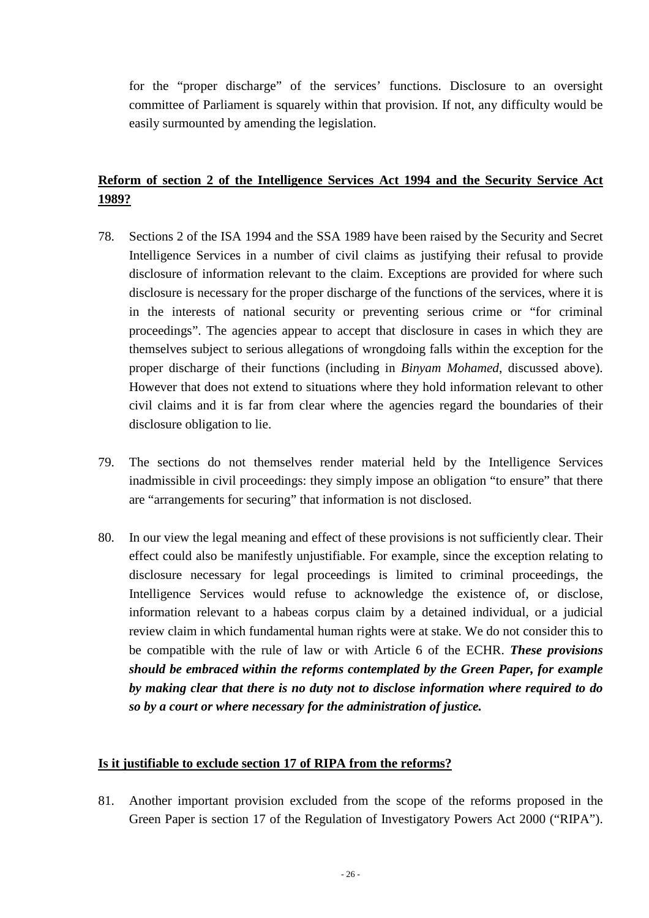for the "proper discharge" of the services' functions. Disclosure to an oversight committee of Parliament is squarely within that provision. If not, any difficulty would be easily surmounted by amending the legislation.

## Reform of section 2 of the Intelligence Services Act 1994 and the Security Service Act 1989?

78. Sections 2 of the ISA 1994 and the SSA 1989 have been raised by the Security and Secret Intelligence Services in a number of civil claims as justifying their refusal to provide disclosure of information relevant to the claim. Exceptions are provided for where such disclosure is necessary for the proper discharge of the functions of the services, where it is in the interests of national security or preventing serious crime or "for criminal proceedings". The agencies appear to accept that disclosure in cases in which they are themselves subject to serious allegations of wrongdoing falls within the exception for the proper discharge of their functions (including in *Binyam Mohamed*, discussed above). However that does not extend to situations where they hold information relevant to other civil claims and it is far from clear where the agencies regard the boundaries of their disclosure obligation to lie.

79. The sections do not themselves render material held by the Intelligence Services inadmissible in civil proceedings: they simply impose an obligation "to ensure" that there are "arrangements for securing" that information is not disclosed.

80. In our view the legal meaning and effect of these provisions is not sufficiently clear. Their effect could also be manifestly unjustifiable. For example, since the exception relating to disclosure necessary for legal proceedings is limited to criminal proceedings, the Intelligence Services would refuse to acknowledge the existence of, or disclose, information relevant to a habeas corpus claim by a detained individual, or a judicial review claim in which fundamental human rights were at stake. We do not consider this to be compatible with the rule of law or with Article 6 of the ECHR. ***These provisions should be embraced within the reforms contemplated by the Green Paper, for example by making clear that there is no duty not to disclose information where required to do so by a court or where necessary for the administration of justice.***

## Is it justifiable to exclude section 17 of RIPA from the reforms?

81. Another important provision excluded from the scope of the reforms proposed in the Green Paper is section 17 of the Regulation of Investigatory Powers Act 2000 ("RIPA").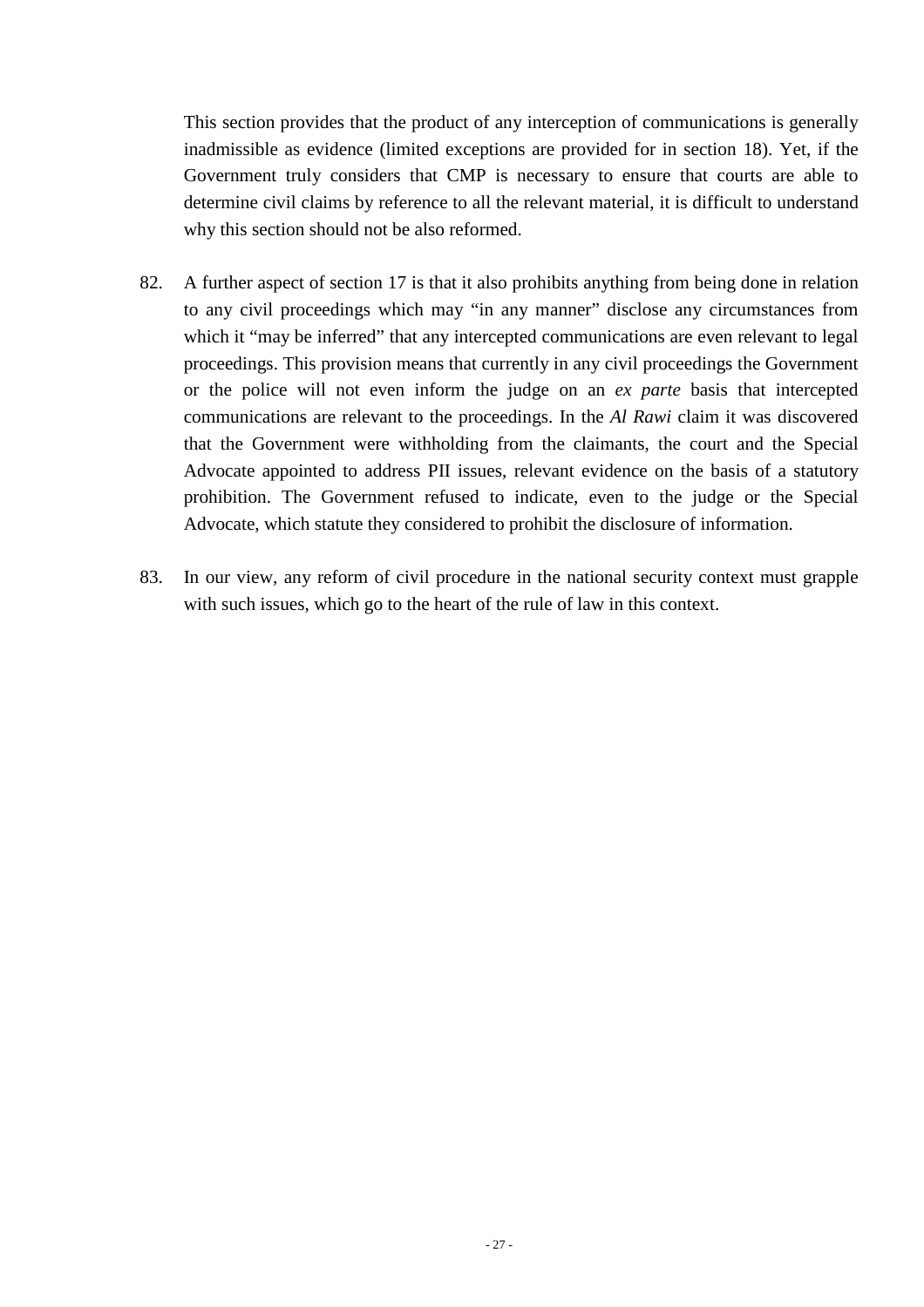This section provides that the product of any interception of communications is generally inadmissible as evidence (limited exceptions are provided for in section 18). Yet, if the Government truly considers that CMP is necessary to ensure that courts are able to determine civil claims by reference to all the relevant material, it is difficult to understand why this section should not be also reformed.

82. A further aspect of section 17 is that it also prohibits anything from being done in relation to any civil proceedings which may "in any manner" disclose any circumstances from which it "may be inferred" that any intercepted communications are even relevant to legal proceedings. This provision means that currently in any civil proceedings the Government or the police will not even inform the judge on an *ex parte* basis that intercepted communications are relevant to the proceedings. In the *Al Rawi* claim it was discovered that the Government were withholding from the claimants, the court and the Special Advocate appointed to address PII issues, relevant evidence on the basis of a statutory prohibition. The Government refused to indicate, even to the judge or the Special Advocate, which statute they considered to prohibit the disclosure of information.

83. In our view, any reform of civil procedure in the national security context must grapple with such issues, which go to the heart of the rule of law in this context.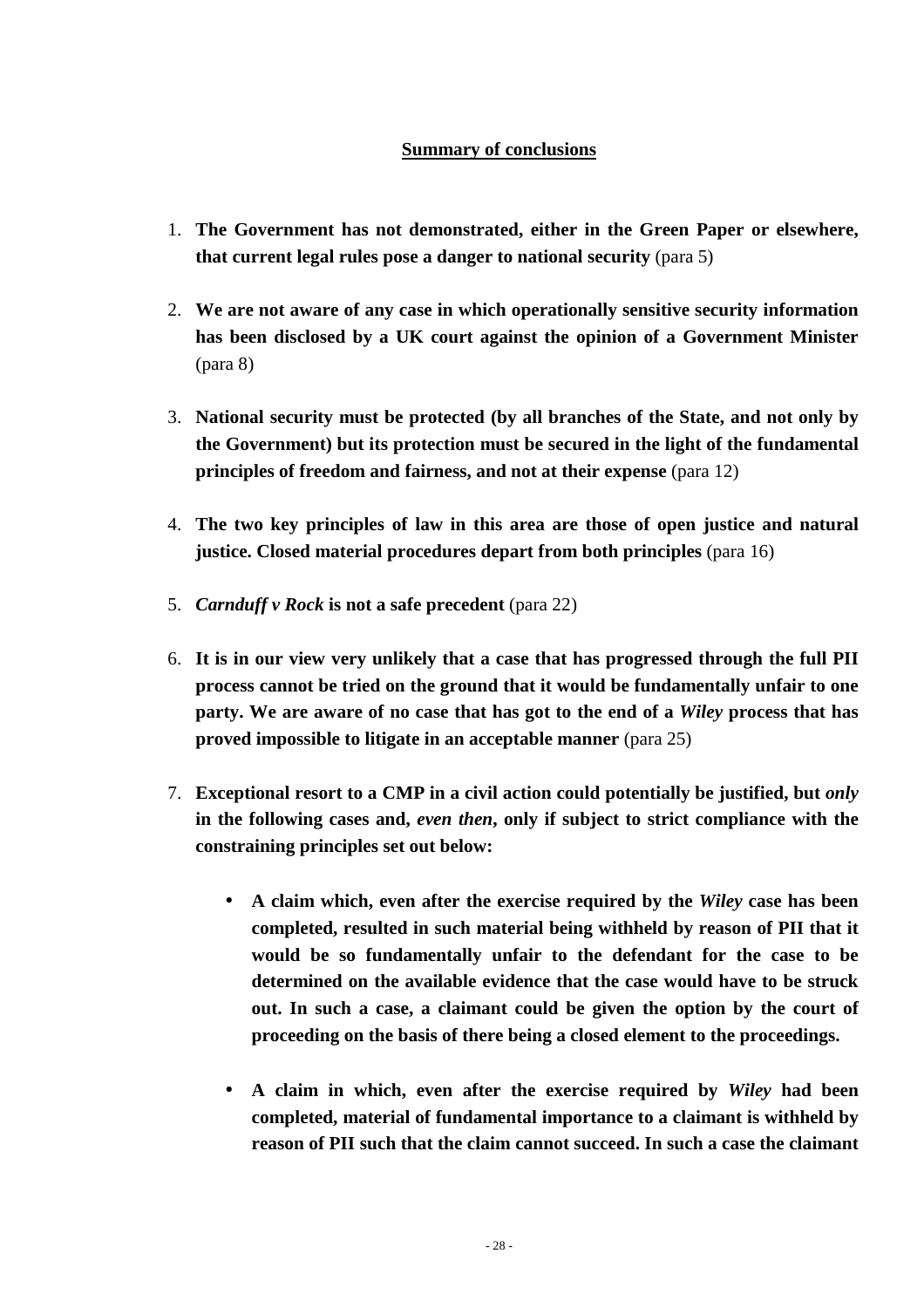## Summary of conclusions

1. **The Government has not demonstrated, either in the Green Paper or elsewhere, that current legal rules pose a danger to national security** (para 5)

2. **We are not aware of any case in which operationally sensitive security information has been disclosed by a UK court against the opinion of a Government Minister** (para 8)

3. **National security must be protected (by all branches of the State, and not only by the Government) but its protection must be secured in the light of the fundamental principles of freedom and fairness, and not at their expense** (para 12)

4. **The two key principles of law in this area are those of open justice and natural justice. Closed material procedures depart from both principles** (para 16)

5. ***Carnduff v Rock* is not a safe precedent** (para 22)

6. **It is in our view very unlikely that a case that has progressed through the full PII process cannot be tried on the ground that it would be fundamentally unfair to one party. We are aware of no case that has got to the end of a *Wiley* process that has proved impossible to litigate in an acceptable manner** (para 25)

7. **Exceptional resort to a CMP in a civil action could potentially be justified, but *only* in the following cases and, *even then*, only if subject to strict compliance with the constraining principles set out below:**

   - **A claim which, even after the exercise required by the *Wiley* case has been completed, resulted in such material being withheld by reason of PII that it would be so fundamentally unfair to the defendant for the case to be determined on the available evidence that the case would have to be struck out. In such a case, a claimant could be given the option by the court of proceeding on the basis of there being a closed element to the proceedings.**

   - **A claim in which, even after the exercise required by *Wiley* had been completed, material of fundamental importance to a claimant is withheld by reason of PII such that the claim cannot succeed. In such a case the claimant**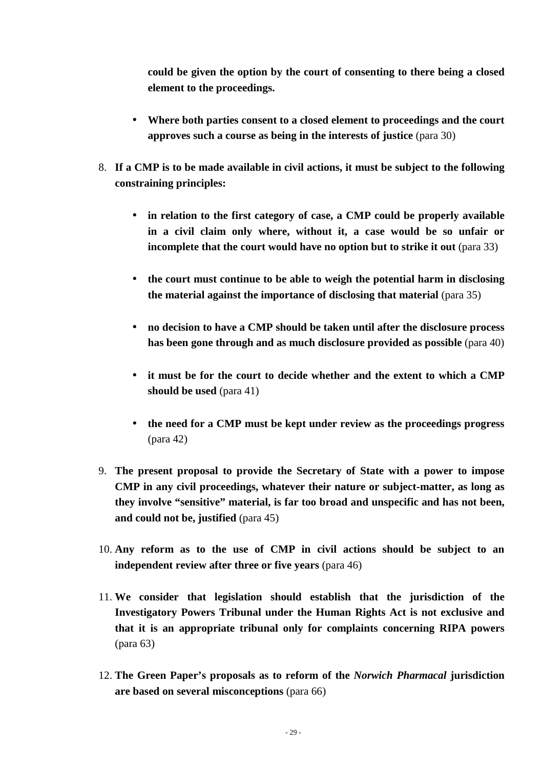**could be given the option by the court of consenting to there being a closed element to the proceedings.**

- **Where both parties consent to a closed element to proceedings and the court approves such a course as being in the interests of justice** (para 30)

8. **If a CMP is to be made available in civil actions, it must be subject to the following constraining principles:**

    - **in relation to the first category of case, a CMP could be properly available in a civil claim only where, without it, a case would be so unfair or incomplete that the court would have no option but to strike it out** (para 33)

    - **the court must continue to be able to weigh the potential harm in disclosing the material against the importance of disclosing that material** (para 35)

    - **no decision to have a CMP should be taken until after the disclosure process has been gone through and as much disclosure provided as possible** (para 40)

    - **it must be for the court to decide whether and the extent to which a CMP should be used** (para 41)

    - **the need for a CMP must be kept under review as the proceedings progress** (para 42)

9. **The present proposal to provide the Secretary of State with a power to impose CMP in any civil proceedings, whatever their nature or subject-matter, as long as they involve "sensitive" material, is far too broad and unspecific and has not been, and could not be, justified** (para 45)

10. **Any reform as to the use of CMP in civil actions should be subject to an independent review after three or five years** (para 46)

11. **We consider that legislation should establish that the jurisdiction of the Investigatory Powers Tribunal under the Human Rights Act is not exclusive and that it is an appropriate tribunal only for complaints concerning RIPA powers** (para 63)

12. **The Green Paper's proposals as to reform of the *Norwich Pharmacal* jurisdiction are based on several misconceptions** (para 66)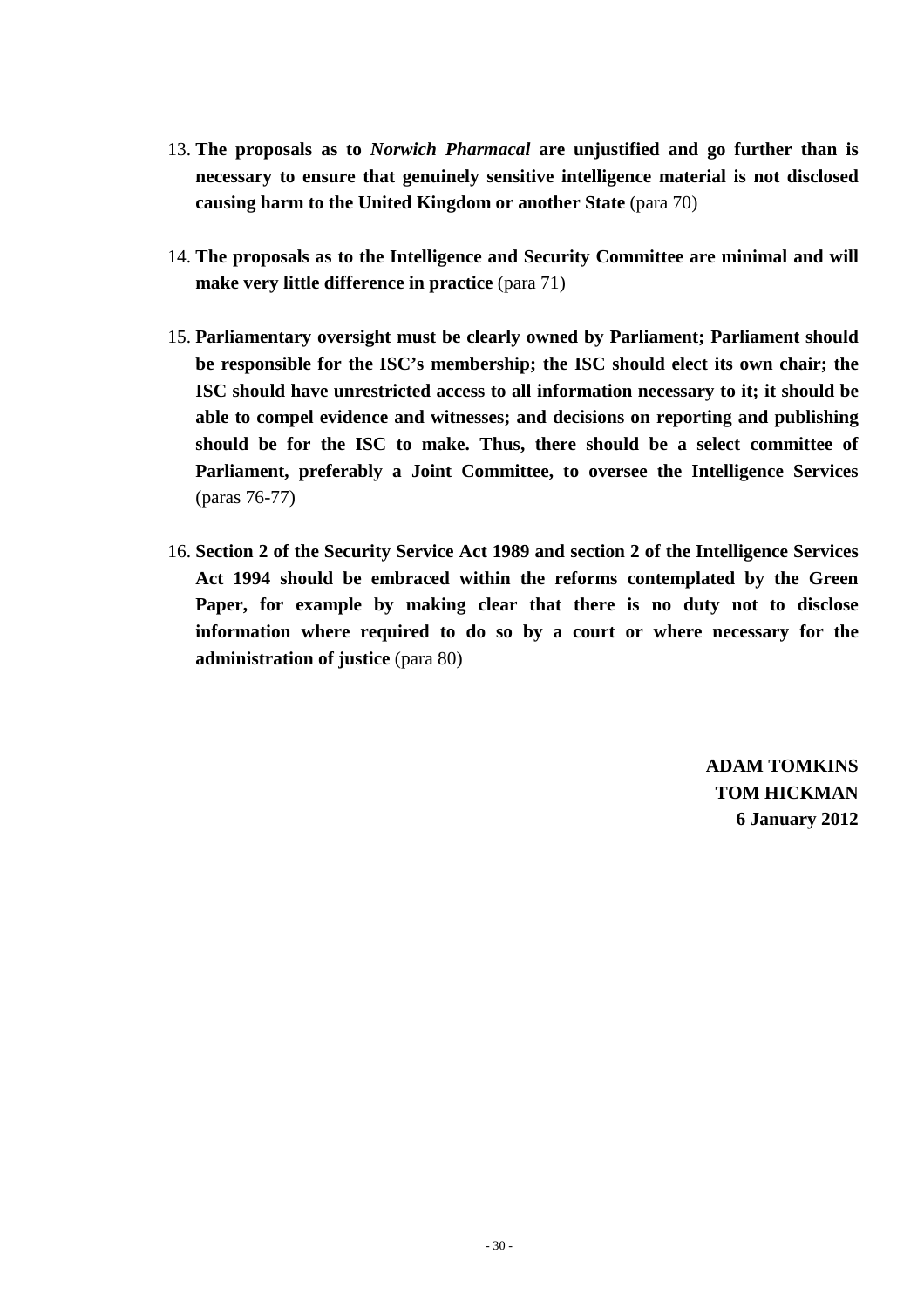13. **The proposals as to *Norwich Pharmacal* are unjustified and go further than is necessary to ensure that genuinely sensitive intelligence material is not disclosed causing harm to the United Kingdom or another State** (para 70)

14. **The proposals as to the Intelligence and Security Committee are minimal and will make very little difference in practice** (para 71)

15. **Parliamentary oversight must be clearly owned by Parliament; Parliament should be responsible for the ISC's membership; the ISC should elect its own chair; the ISC should have unrestricted access to all information necessary to it; it should be able to compel evidence and witnesses; and decisions on reporting and publishing should be for the ISC to make. Thus, there should be a select committee of Parliament, preferably a Joint Committee, to oversee the Intelligence Services** (paras 76-77)

16. **Section 2 of the Security Service Act 1989 and section 2 of the Intelligence Services Act 1994 should be embraced within the reforms contemplated by the Green Paper, for example by making clear that there is no duty not to disclose information where required to do so by a court or where necessary for the administration of justice** (para 80)

**ADAM TOMKINS**
**TOM HICKMAN**
**6 January 2012**